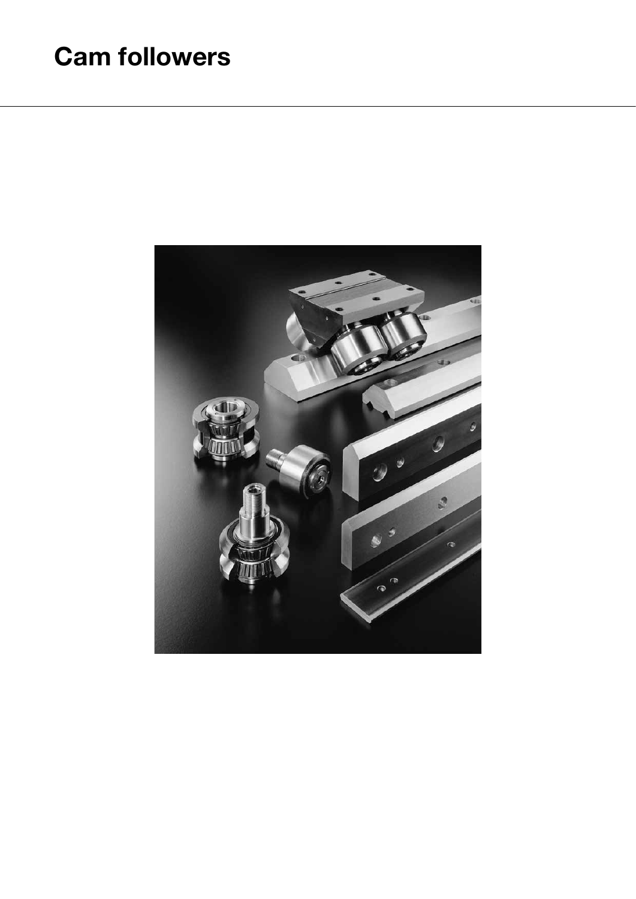# Cam followers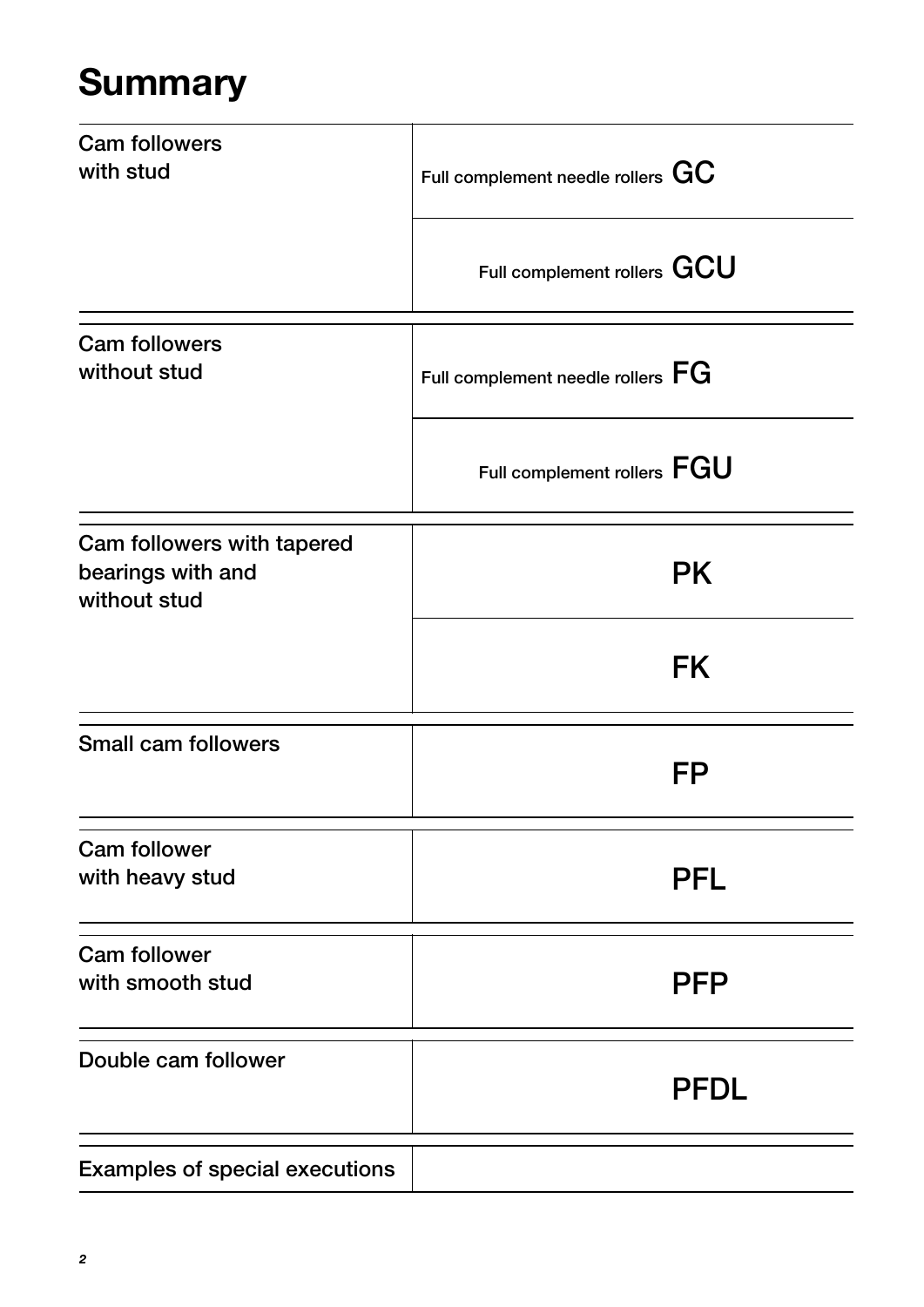# Summary

| | |
|---|---|
| Cam followers with stud | Full complement needle rollers **GC** |
| | Full complement rollers **GCU** |
| Cam followers without stud | Full complement needle rollers **FG** |
| | Full complement rollers **FGU** |
| Cam followers with tapered bearings with and without stud | **PK** |
| | **FK** |
| Small cam followers | **FP** |
| Cam follower with heavy stud | **PFL** |
| Cam follower with smooth stud | **PFP** |
| Double cam follower | **PFDL** |
| Examples of special executions | |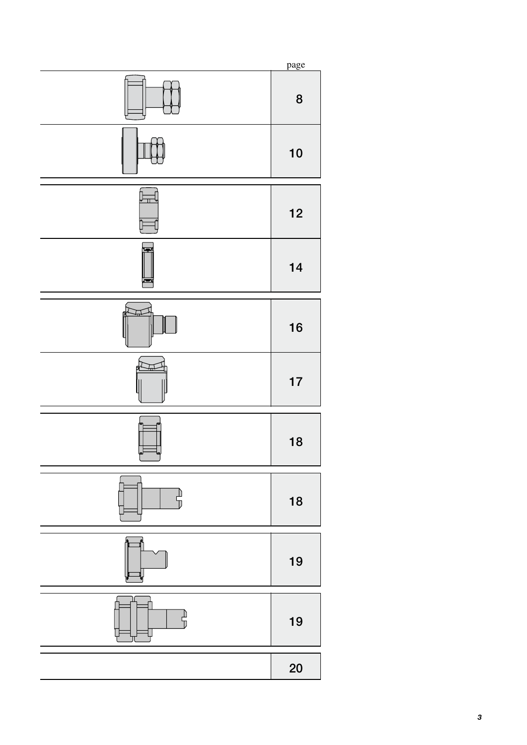| | page |
|---|---|
| | 8 |
| | 10 |
| | 12 |
| | 14 |
| | 16 |
| | 17 |
| | 18 |
| | 18 |
| | 19 |
| | 19 |
| | 20 |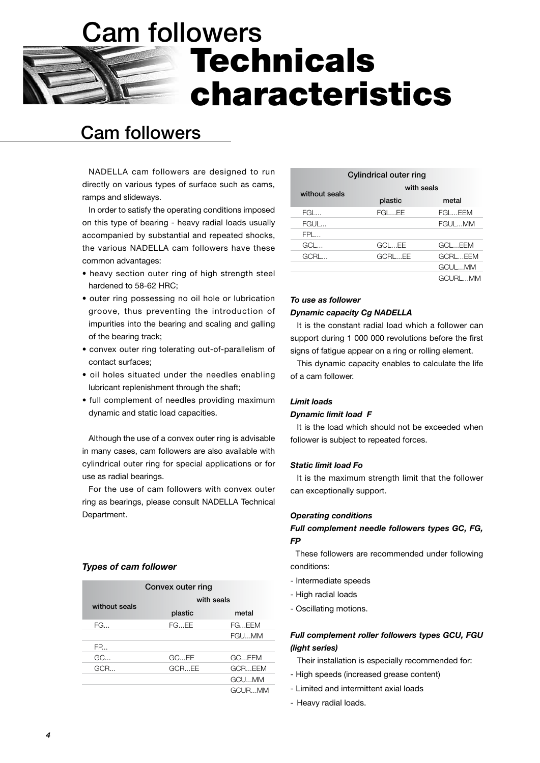# Cam followers
# Technicals characteristics

## Cam followers

NADELLA cam followers are designed to run directly on various types of surface such as cams, ramps and slideways.

In order to satisfy the operating conditions imposed on this type of bearing - heavy radial loads usually accompanied by substantial and repeated shocks, the various NADELLA cam followers have these common advantages:

- heavy section outer ring of high strength steel hardened to 58-62 HRC;
- outer ring possessing no oil hole or lubrication groove, thus preventing the introduction of impurities into the bearing and scaling and galling of the bearing track;
- convex outer ring tolerating out-of-parallelism of contact surfaces;
- oil holes situated under the needles enabling lubricant replenishment through the shaft;
- full complement of needles providing maximum dynamic and static load capacities.

Although the use of a convex outer ring is advisable in many cases, cam followers are also available with cylindrical outer ring for special applications or for use as radial bearings.

For the use of cam followers with convex outer ring as bearings, please consult NADELLA Technical Department.

### *Types of cam follower*

| Convex outer ring | | |
|---|---|---|
| without seals | with seals | |
| | plastic | metal |
| FG... | FG...EE | FG...EEM |
| | | FGU...MM |
| FP... | | |
| GC... | GC...EE | GC...EEM |
| GCR... | GCR...EE | GCR...EEM |
| | | GCU...MM |
| | | GCUR...MM |

| Cylindrical outer ring | | |
|---|---|---|
| without seals | with seals | |
| | plastic | metal |
| FGL... | FGL...EE | FGL...EEM |
| FGUL... | | FGUL...MM |
| FPL... | | |
| GCL... | GCL...EE | GCL...EEM |
| GCRL... | GCRL...EE | GCRL...EEM |
| | | GCUL...MM |
| | | GCURL...MM |

***To use as follower***

***Dynamic capacity Cg NADELLA***

It is the constant radial load which a follower can support during 1 000 000 revolutions before the first signs of fatigue appear on a ring or rolling element.

This dynamic capacity enables to calculate the life of a cam follower.

***Limit loads***

***Dynamic limit load F***

It is the load which should not be exceeded when follower is subject to repeated forces.

***Static limit load Fo***

It is the maximum strength limit that the follower can exceptionally support.

***Operating conditions***

***Full complement needle followers types GC, FG, FP***

These followers are recommended under following conditions:

- Intermediate speeds
- High radial loads
- Oscillating motions.

***Full complement roller followers types GCU, FGU (light series)***

Their installation is especially recommended for:

- High speeds (increased grease content)
- Limited and intermittent axial loads
- Heavy radial loads.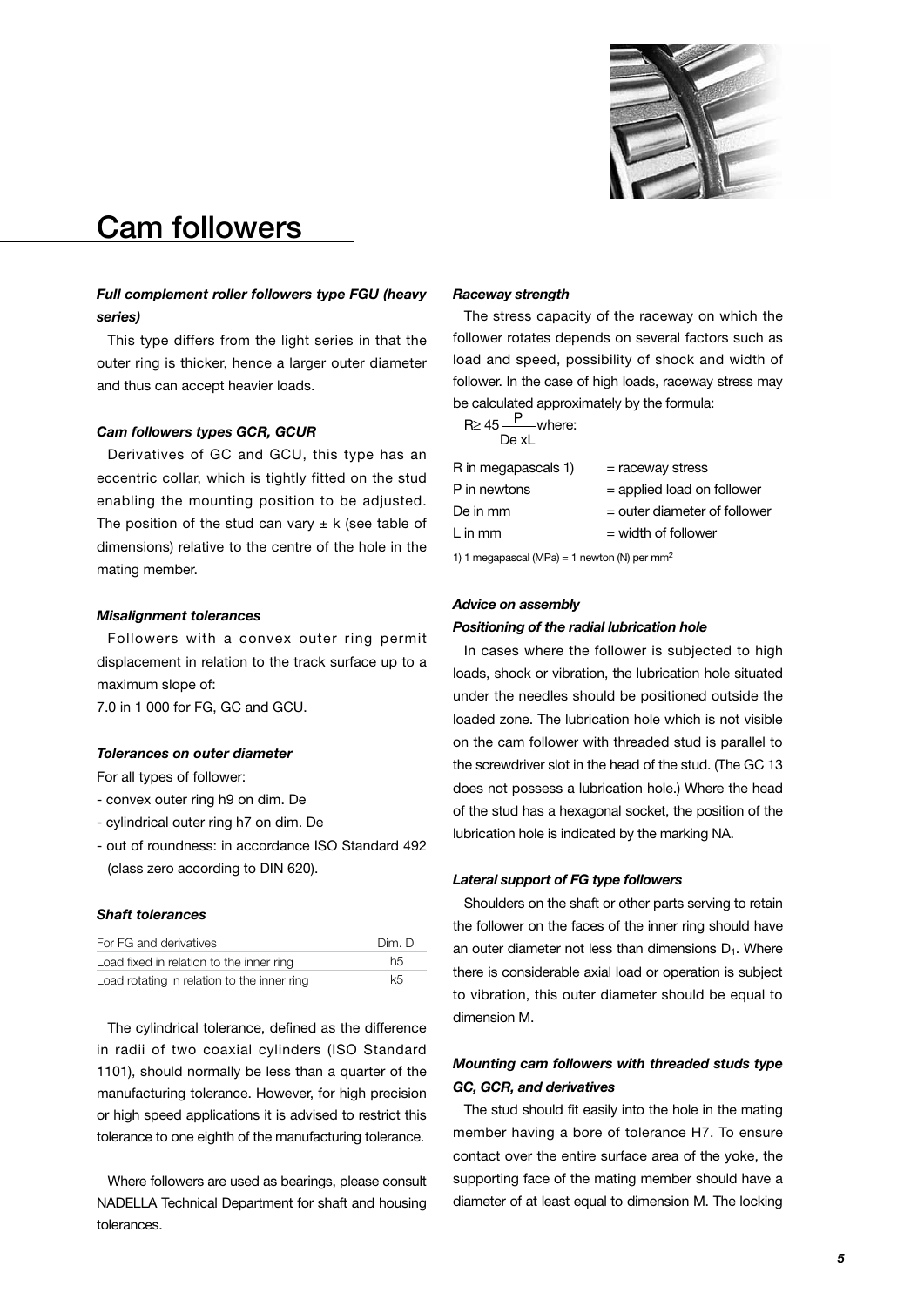# Cam followers

### *Full complement roller followers type FGU (heavy series)*

This type differs from the light series in that the outer ring is thicker, hence a larger outer diameter and thus can accept heavier loads.

### *Cam followers types GCR, GCUR*

Derivatives of GC and GCU, this type has an eccentric collar, which is tightly fitted on the stud enabling the mounting position to be adjusted. The position of the stud can vary ± k (see table of dimensions) relative to the centre of the hole in the mating member.

### *Misalignment tolerances*

Followers with a convex outer ring permit displacement in relation to the track surface up to a maximum slope of:

7.0 in 1 000 for FG, GC and GCU.

### *Tolerances on outer diameter*

For all types of follower:

- convex outer ring h9 on dim. De
- cylindrical outer ring h7 on dim. De
- out of roundness: in accordance ISO Standard 492 (class zero according to DIN 620).

### *Shaft tolerances*

| For FG and derivatives | Dim. Di |
|---|---|
| Load fixed in relation to the inner ring | h5 |
| Load rotating in relation to the inner ring | k5 |

The cylindrical tolerance, defined as the difference in radii of two coaxial cylinders (ISO Standard 1101), should normally be less than a quarter of the manufacturing tolerance. However, for high precision or high speed applications it is advised to restrict this tolerance to one eighth of the manufacturing tolerance.

Where followers are used as bearings, please consult NADELLA Technical Department for shaft and housing tolerances.

### *Raceway strength*

The stress capacity of the raceway on which the follower rotates depends on several factors such as load and speed, possibility of shock and width of follower. In the case of high loads, raceway stress may be calculated approximately by the formula:

$$R \geq 45 \frac{P}{De \times L} \text{ where:}$$

| | |
|---|---|
| R in megapascals 1) | = raceway stress |
| P in newtons | = applied load on follower |
| De in mm | = outer diameter of follower |
| L in mm | = width of follower |

1) 1 megapascal (MPa) = 1 newton (N) per $mm^2$

### *Advice on assembly*

### *Positioning of the radial lubrication hole*

In cases where the follower is subjected to high loads, shock or vibration, the lubrication hole situated under the needles should be positioned outside the loaded zone. The lubrication hole which is not visible on the cam follower with threaded stud is parallel to the screwdriver slot in the head of the stud. (The GC 13 does not possess a lubrication hole.) Where the head of the stud has a hexagonal socket, the position of the lubrication hole is indicated by the marking NA.

### *Lateral support of FG type followers*

Shoulders on the shaft or other parts serving to retain the follower on the faces of the inner ring should have an outer diameter not less than dimensions $D_1$. Where there is considerable axial load or operation is subject to vibration, this outer diameter should be equal to dimension M.

### *Mounting cam followers with threaded studs type GC, GCR, and derivatives*

The stud should fit easily into the hole in the mating member having a bore of tolerance H7. To ensure contact over the entire surface area of the yoke, the supporting face of the mating member should have a diameter of at least equal to dimension M. The locking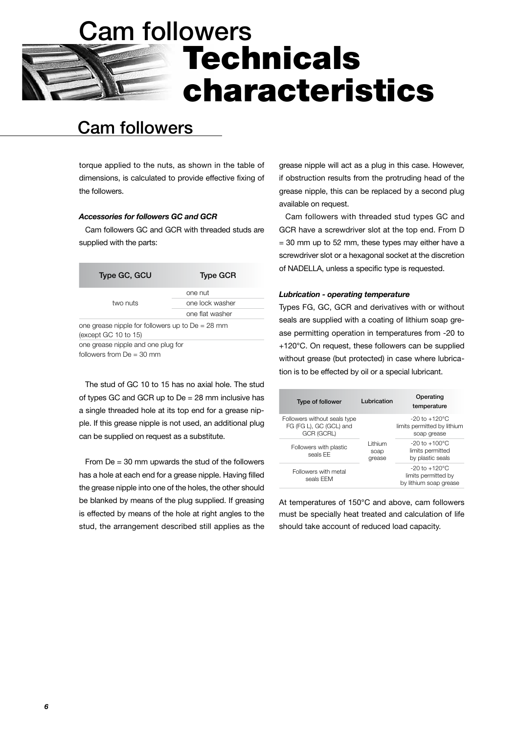# Cam followers

# Technicals characteristics

## Cam followers

torque applied to the nuts, as shown in the table of dimensions, is calculated to provide effective fixing of the followers.

***Accessories for followers GC and GCR***

Cam followers GC and GCR with threaded studs are supplied with the parts:

| Type GC, GCU | Type GCR |
|---|---|
| two nuts | one nut |
| | one lock washer |
| | one flat washer |
| one grease nipple for followers up to De = 28 mm (except GC 10 to 15) | |
| one grease nipple and one plug for followers from De = 30 mm | |

The stud of GC 10 to 15 has no axial hole. The stud of types GC and GCR up to De = 28 mm inclusive has a single threaded hole at its top end for a grease nipple. If this grease nipple is not used, an additional plug can be supplied on request as a substitute.

From De = 30 mm upwards the stud of the followers has a hole at each end for a grease nipple. Having filled the grease nipple into one of the holes, the other should be blanked by means of the plug supplied. If greasing is effected by means of the hole at right angles to the stud, the arrangement described still applies as the grease nipple will act as a plug in this case. However, if obstruction results from the protruding head of the grease nipple, this can be replaced by a second plug available on request.

Cam followers with threaded stud types GC and GCR have a screwdriver slot at the top end. From D = 30 mm up to 52 mm, these types may either have a screwdriver slot or a hexagonal socket at the discretion of NADELLA, unless a specific type is requested.

***Lubrication - operating temperature***

Types FG, GC, GCR and derivatives with or without seals are supplied with a coating of lithium soap grease permitting operation in temperatures from -20 to +120°C. On request, these followers can be supplied without grease (but protected) in case where lubrication is to be effected by oil or a special lubricant.

| Type of follower | Lubrication | Operating temperature |
|---|---|---|
| Followers without seals type FG (FG L), GC (GCL) and GCR (GCRL) | Lithium soap grease | -20 to +120°C limits permitted by lithium soap grease |
| Followers with plastic seals EE | | -20 to +100°C limits permitted by plastic seals |
| Followers with metal seals EEM | | -20 to +120°C limits permitted by by lithium soap grease |

At temperatures of 150°C and above, cam followers must be specially heat treated and calculation of life should take account of reduced load capacity.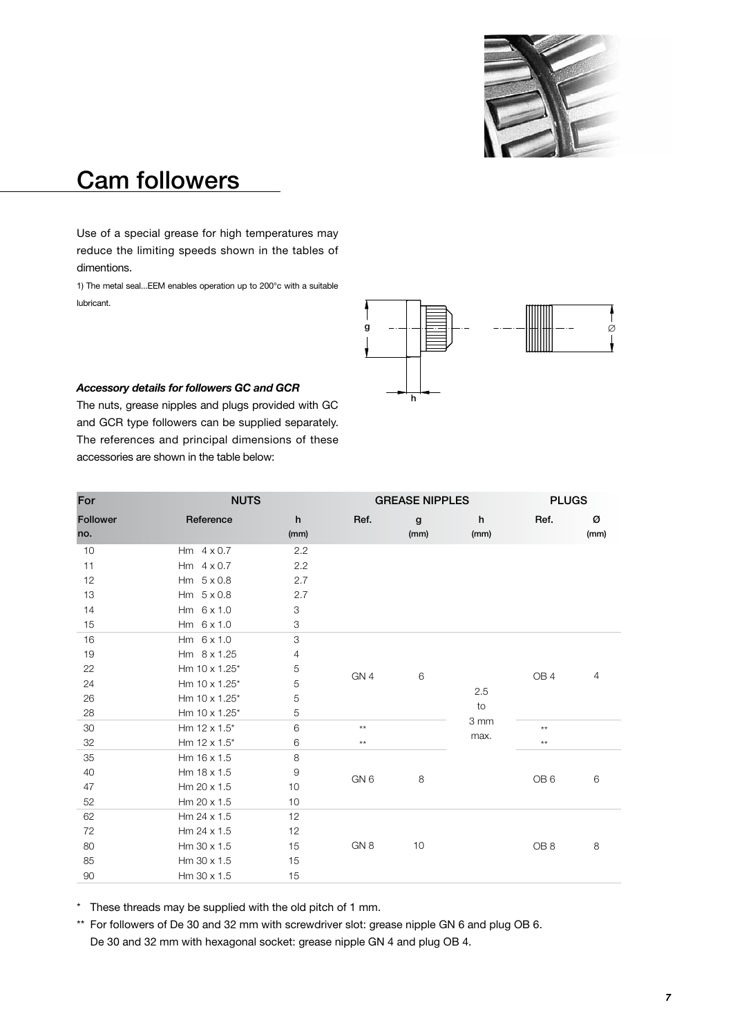# Cam followers

Use of a special grease for high temperatures may reduce the limiting speeds shown in the tables of dimentions.

1) The metal seal...EEM enables operation up to 200°c with a suitable lubricant.

***Accessory details for followers GC and GCR***

The nuts, grease nipples and plugs provided with GC and GCR type followers can be supplied separately. The references and principal dimensions of these accessories are shown in the table below:

| For | NUTS | | GREASE NIPPLES | | | PLUGS | |
|---|---|---|---|---|---|---|---|
| Follower no. | Reference | h (mm) | Ref. | g (mm) | h (mm) | Ref. | Ø (mm) |
| 10 | Hm 4 x 0.7 | 2.2 | | | | | |
| 11 | Hm 4 x 0.7 | 2.2 | | | | | |
| 12 | Hm 5 x 0.8 | 2.7 | | | | | |
| 13 | Hm 5 x 0.8 | 2.7 | | | | | |
| 14 | Hm 6 x 1.0 | 3 | | | | | |
| 15 | Hm 6 x 1.0 | 3 | | | | | |
| 16 | Hm 6 x 1.0 | 3 | GN 4 | 6 | 2.5 to 3 mm max. | OB 4 | 4 |
| 19 | Hm 8 x 1.25 | 4 | GN 4 | 6 | 2.5 to 3 mm max. | OB 4 | 4 |
| 22 | Hm 10 x 1.25* | 5 | GN 4 | 6 | 2.5 to 3 mm max. | OB 4 | 4 |
| 24 | Hm 10 x 1.25* | 5 | GN 4 | 6 | 2.5 to 3 mm max. | OB 4 | 4 |
| 26 | Hm 10 x 1.25* | 5 | GN 4 | 6 | 2.5 to 3 mm max. | OB 4 | 4 |
| 28 | Hm 10 x 1.25* | 5 | GN 4 | 6 | 2.5 to 3 mm max. | OB 4 | 4 |
| 30 | Hm 12 x 1.5* | 6 | ** | | 2.5 to 3 mm max. | ** | |
| 32 | Hm 12 x 1.5* | 6 | ** | | 2.5 to 3 mm max. | ** | |
| 35 | Hm 16 x 1.5 | 8 | GN 6 | 8 | 2.5 to 3 mm max. | OB 6 | 6 |
| 40 | Hm 18 x 1.5 | 9 | GN 6 | 8 | 2.5 to 3 mm max. | OB 6 | 6 |
| 47 | Hm 20 x 1.5 | 10 | GN 6 | 8 | 2.5 to 3 mm max. | OB 6 | 6 |
| 52 | Hm 20 x 1.5 | 10 | GN 6 | 8 | 2.5 to 3 mm max. | OB 6 | 6 |
| 62 | Hm 24 x 1.5 | 12 | GN 8 | 10 | 2.5 to 3 mm max. | OB 8 | 8 |
| 72 | Hm 24 x 1.5 | 12 | GN 8 | 10 | 2.5 to 3 mm max. | OB 8 | 8 |
| 80 | Hm 30 x 1.5 | 15 | GN 8 | 10 | 2.5 to 3 mm max. | OB 8 | 8 |
| 85 | Hm 30 x 1.5 | 15 | GN 8 | 10 | 2.5 to 3 mm max. | OB 8 | 8 |
| 90 | Hm 30 x 1.5 | 15 | GN 8 | 10 | 2.5 to 3 mm max. | OB 8 | 8 |

\* These threads may be supplied with the old pitch of 1 mm.

** For followers of De 30 and 32 mm with screwdriver slot: grease nipple GN 6 and plug OB 6.
De 30 and 32 mm with hexagonal socket: grease nipple GN 4 and plug OB 4.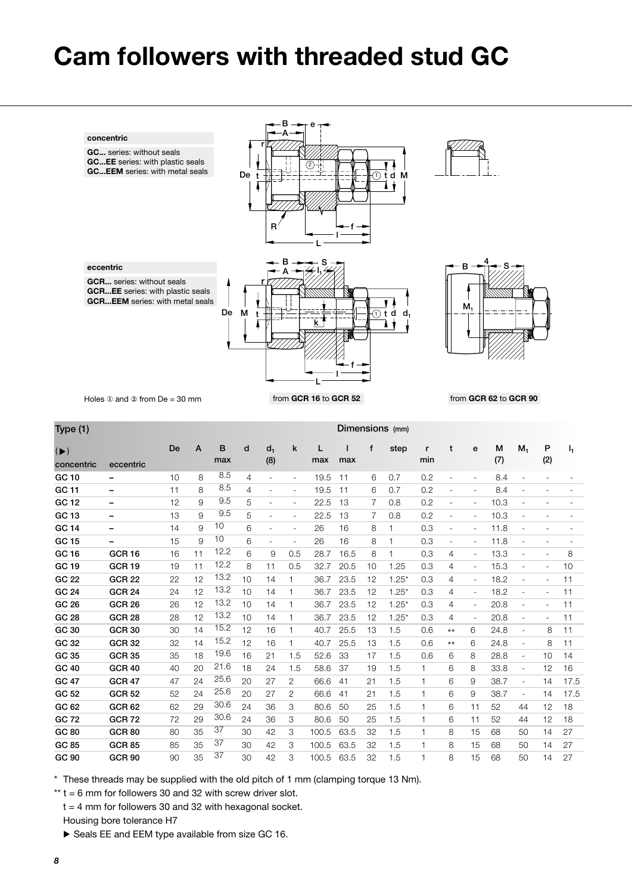# Cam followers with threaded stud GC

**concentric**

**GC...** series: without seals
**GC...EE** series: with plastic seals
**GC...EEM** series: with metal seals

**eccentric**

**GCR...** series: without seals
**GCR...EE** series: with plastic seals
**GCR...EEM** series: with metal seals

Holes ① and ② from De = 30 mm

from **GCR 16** to **GCR 52**

from **GCR 62** to **GCR 90**

| Type (1) | | Dimensions (mm) | | | | | | | | | | | | | | | | |
|---|---|---|---|---|---|---|---|---|---|---|---|---|---|---|---|---|---|---|
| (▶) concentric | eccentric | De | A | B max | d | $d_1$ (8) | k | L max | l max | f | step | r min | t | e | M (7) | $M_1$ | P (2) | $l_1$ |
| **GC 10** | – | 10 | 8 | 8.5 | 4 | - | - | 19.5 | 11 | 6 | 0.7 | 0.2 | - | - | 8.4 | - | - | - |
| **GC 11** | – | 11 | 8 | 8.5 | 4 | - | - | 19.5 | 11 | 6 | 0.7 | 0.2 | - | - | 8.4 | - | - | - |
| **GC 12** | – | 12 | 9 | 9.5 | 5 | - | - | 22.5 | 13 | 7 | 0.8 | 0.2 | - | - | 10.3 | - | - | - |
| **GC 13** | – | 13 | 9 | 9.5 | 5 | - | - | 22.5 | 13 | 7 | 0.8 | 0.2 | - | - | 10.3 | - | - | - |
| **GC 14** | – | 14 | 9 | 10 | 6 | - | - | 26 | 16 | 8 | 1 | 0.3 | - | - | 11.8 | - | - | - |
| **GC 15** | – | 15 | 9 | 10 | 6 | - | - | 26 | 16 | 8 | 1 | 0.3 | - | - | 11.8 | - | - | - |
| **GC 16** | **GCR 16** | 16 | 11 | 12.2 | 6 | 9 | 0.5 | 28.7 | 16.5 | 8 | 1 | 0.3 | 4 | - | 13.3 | - | - | 8 |
| **GC 19** | **GCR 19** | 19 | 11 | 12.2 | 8 | 11 | 0.5 | 32.7 | 20.5 | 10 | 1.25 | 0.3 | 4 | - | 15.3 | - | - | 10 |
| **GC 22** | **GCR 22** | 22 | 12 | 13.2 | 10 | 14 | 1 | 36.7 | 23.5 | 12 | 1.25* | 0.3 | 4 | - | 18.2 | - | - | 11 |
| **GC 24** | **GCR 24** | 24 | 12 | 13.2 | 10 | 14 | 1 | 36.7 | 23.5 | 12 | 1.25* | 0.3 | 4 | - | 18.2 | - | - | 11 |
| **GC 26** | **GCR 26** | 26 | 12 | 13.2 | 10 | 14 | 1 | 36.7 | 23.5 | 12 | 1.25* | 0.3 | 4 | - | 20.8 | - | - | 11 |
| **GC 28** | **GCR 28** | 28 | 12 | 13.2 | 10 | 14 | 1 | 36.7 | 23.5 | 12 | 1.25* | 0.3 | 4 | - | 20.8 | - | - | 11 |
| **GC 30** | **GCR 30** | 30 | 14 | 15.2 | 12 | 16 | 1 | 40.7 | 25.5 | 13 | 1.5 | 0.6 | ** | 6 | 24.8 | - | 8 | 11 |
| **GC 32** | **GCR 32** | 32 | 14 | 15.2 | 12 | 16 | 1 | 40.7 | 25.5 | 13 | 1.5 | 0.6 | ** | 6 | 24.8 | - | 8 | 11 |
| **GC 35** | **GCR 35** | 35 | 18 | 19.6 | 16 | 21 | 1.5 | 52.6 | 33 | 17 | 1.5 | 0.6 | 6 | 8 | 28.8 | - | 10 | 14 |
| **GC 40** | **GCR 40** | 40 | 20 | 21.6 | 18 | 24 | 1.5 | 58.6 | 37 | 19 | 1.5 | 1 | 6 | 8 | 33.8 | - | 12 | 16 |
| **GC 47** | **GCR 47** | 47 | 24 | 25.6 | 20 | 27 | 2 | 66.6 | 41 | 21 | 1.5 | 1 | 6 | 9 | 38.7 | - | 14 | 17.5 |
| **GC 52** | **GCR 52** | 52 | 24 | 25.6 | 20 | 27 | 2 | 66.6 | 41 | 21 | 1.5 | 1 | 6 | 9 | 38.7 | - | 14 | 17.5 |
| **GC 62** | **GCR 62** | 62 | 29 | 30.6 | 24 | 36 | 3 | 80.6 | 50 | 25 | 1.5 | 1 | 6 | 11 | 52 | 44 | 12 | 18 |
| **GC 72** | **GCR 72** | 72 | 29 | 30.6 | 24 | 36 | 3 | 80.6 | 50 | 25 | 1.5 | 1 | 6 | 11 | 52 | 44 | 12 | 18 |
| **GC 80** | **GCR 80** | 80 | 35 | 37 | 30 | 42 | 3 | 100.5 | 63.5 | 32 | 1.5 | 1 | 8 | 15 | 68 | 50 | 14 | 27 |
| **GC 85** | **GCR 85** | 85 | 35 | 37 | 30 | 42 | 3 | 100.5 | 63.5 | 32 | 1.5 | 1 | 8 | 15 | 68 | 50 | 14 | 27 |
| **GC 90** | **GCR 90** | 90 | 35 | 37 | 30 | 42 | 3 | 100.5 | 63.5 | 32 | 1.5 | 1 | 8 | 15 | 68 | 50 | 14 | 27 |

\* These threads may be supplied with the old pitch of 1 mm (clamping torque 13 Nm).

** t = 6 mm for followers 30 and 32 with screw driver slot.
t = 4 mm for followers 30 and 32 with hexagonal socket.
Housing bore tolerance H7

▶ Seals EE and EEM type available from size GC 16.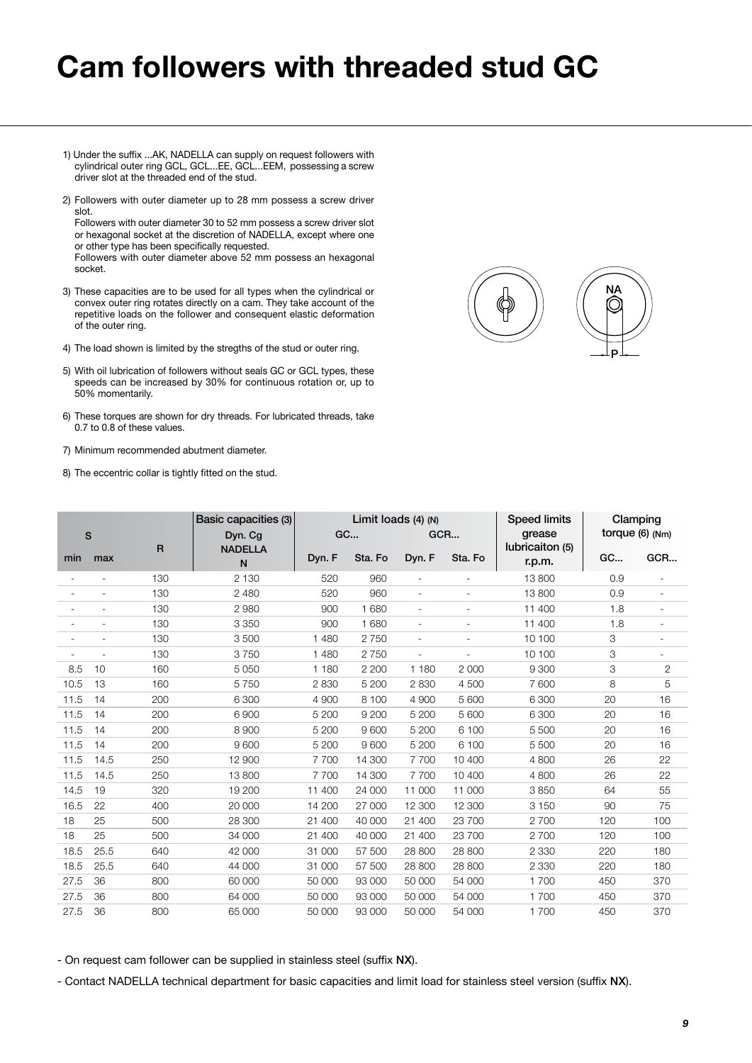# Cam followers with threaded stud GC

1) Under the suffix ...AK, NADELLA can supply on request followers with cylindrical outer ring GCL, GCL...EE, GCL...EEM, possessing a screw driver slot at the threaded end of the stud.

2) Followers with outer diameter up to 28 mm possess a screw driver slot.
Followers with outer diameter 30 to 52 mm possess a screw driver slot or hexagonal socket at the discretion of NADELLA, except where one or other type has been specifically requested.
Followers with outer diameter above 52 mm possess an hexagonal socket.

3) These capacities are to be used for all types when the cylindrical or convex outer ring rotates directly on a cam. They take account of the repetitive loads on the follower and consequent elastic deformation of the outer ring.

4) The load shown is limited by the stregths of the stud or outer ring.

5) With oil lubrication of followers without seals GC or GCL types, these speeds can be increased by 30% for continuous rotation or, up to 50% momentarily.

6) These torques are shown for dry threads. For lubricated threads, take 0.7 to 0.8 of these values.

7) Minimum recommended abutment diameter.

8) The eccentric collar is tightly fitted on the stud.

NA

P

| S | | R | Basic capacities (3) Dyn. Cg NADELLA N | Limit loads (4) (N) GC... | | GCR... | | Speed limits grease lubricaiton (5) r.p.m. | Clamping torque (6) (Nm) | |
|---|---|---|---|---|---|---|---|---|---|---|
| min | max | | | Dyn. F | Sta. Fo | Dyn. F | Sta. Fo | | GC... | GCR... |
| - | - | 130 | 2 130 | 520 | 960 | - | - | 13 800 | 0.9 | - |
| - | - | 130 | 2 480 | 520 | 960 | - | - | 13 800 | 0.9 | - |
| - | - | 130 | 2 980 | 900 | 1 680 | - | - | 11 400 | 1.8 | - |
| - | - | 130 | 3 350 | 900 | 1 680 | - | - | 11 400 | 1.8 | - |
| - | - | 130 | 3 500 | 1 480 | 2 750 | - | - | 10 100 | 3 | - |
| - | - | 130 | 3 750 | 1 480 | 2 750 | - | - | 10 100 | 3 | - |
| 8.5 | 10 | 160 | 5 050 | 1 180 | 2 200 | 1 180 | 2 000 | 9 300 | 3 | 2 |
| 10.5 | 13 | 160 | 5 750 | 2 830 | 5 200 | 2 830 | 4 500 | 7 600 | 8 | 5 |
| 11.5 | 14 | 200 | 6 300 | 4 900 | 8 100 | 4 900 | 5 600 | 6 300 | 20 | 16 |
| 11.5 | 14 | 200 | 6 900 | 5 200 | 9 200 | 5 200 | 5 600 | 6 300 | 20 | 16 |
| 11.5 | 14 | 200 | 8 900 | 5 200 | 9 600 | 5 200 | 6 100 | 5 500 | 20 | 16 |
| 11.5 | 14 | 200 | 9 600 | 5 200 | 9 600 | 5 200 | 6 100 | 5 500 | 20 | 16 |
| 11.5 | 14.5 | 250 | 12 900 | 7 700 | 14 300 | 7 700 | 10 400 | 4 800 | 26 | 22 |
| 11.5 | 14.5 | 250 | 13 800 | 7 700 | 14 300 | 7 700 | 10 400 | 4 800 | 26 | 22 |
| 14.5 | 19 | 320 | 19 200 | 11 400 | 24 000 | 11 000 | 11 000 | 3 850 | 64 | 55 |
| 16.5 | 22 | 400 | 20 000 | 14 200 | 27 000 | 12 300 | 12 300 | 3 150 | 90 | 75 |
| 18 | 25 | 500 | 28 300 | 21 400 | 40 000 | 21 400 | 23 700 | 2 700 | 120 | 100 |
| 18 | 25 | 500 | 34 000 | 21 400 | 40 000 | 21 400 | 23 700 | 2 700 | 120 | 100 |
| 18.5 | 25.5 | 640 | 42 000 | 31 000 | 57 500 | 28 800 | 28 800 | 2 330 | 220 | 180 |
| 18.5 | 25.5 | 640 | 44 000 | 31 000 | 57 500 | 28 800 | 28 800 | 2 330 | 220 | 180 |
| 27.5 | 36 | 800 | 60 000 | 50 000 | 93 000 | 50 000 | 54 000 | 1 700 | 450 | 370 |
| 27.5 | 36 | 800 | 64 000 | 50 000 | 93 000 | 50 000 | 54 000 | 1 700 | 450 | 370 |
| 27.5 | 36 | 800 | 65 000 | 50 000 | 93 000 | 50 000 | 54 000 | 1 700 | 450 | 370 |

- On request cam follower can be supplied in stainless steel (suffix **NX**).

- Contact NADELLA technical department for basic capacities and limit load for stainless steel version (suffix **NX**).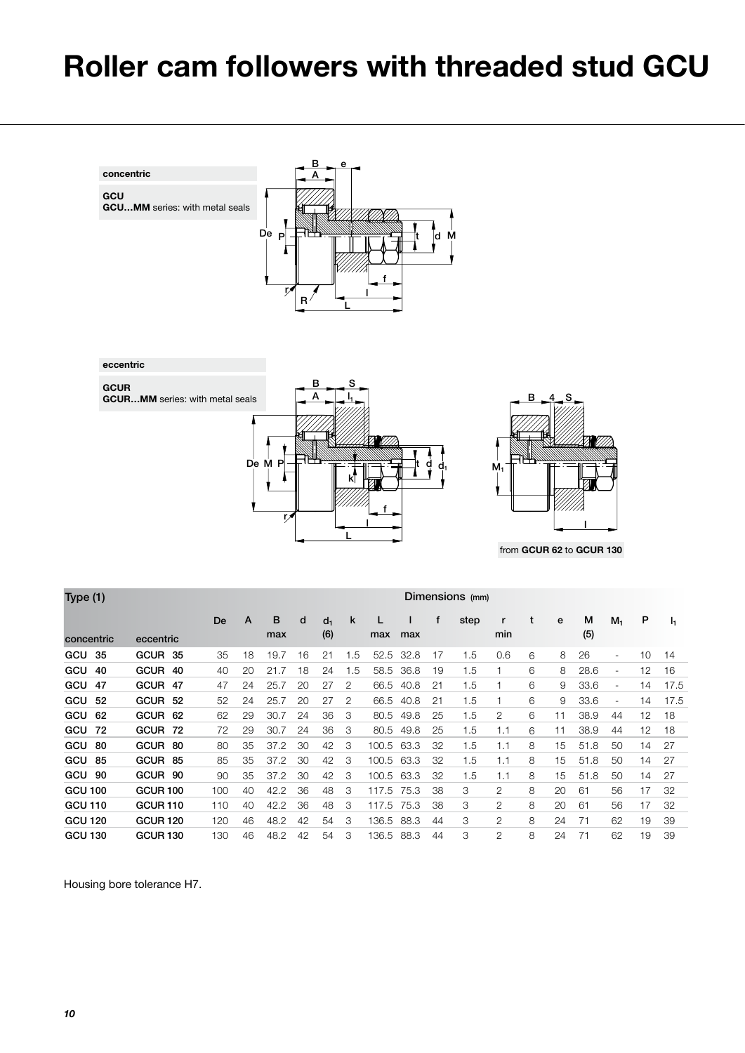# Roller cam followers with threaded stud GCU

**concentric**

**GCU**
**GCU…MM** series: with metal seals

**eccentric**

**GCUR**
**GCUR…MM** series: with metal seals

from **GCUR 62** to **GCUR 130**

| Type (1) | | Dimensions (mm) | | | | | | | | | | | | | | | | |
|---|---|---|---|---|---|---|---|---|---|---|---|---|---|---|---|---|---|---|
| concentric | eccentric | De | A | B max | d | $d_1$ (6) | k | L max | l max | f | step | r min | t | e | M (5) | $M_1$ | P | $l_1$ |
| GCU 35 | GCUR 35 | 35 | 18 | 19.7 | 16 | 21 | 1.5 | 52.5 | 32.8 | 17 | 1.5 | 0.6 | 6 | 8 | 26 | - | 10 | 14 |
| GCU 40 | GCUR 40 | 40 | 20 | 21.7 | 18 | 24 | 1.5 | 58.5 | 36.8 | 19 | 1.5 | 1 | 6 | 8 | 28.6 | - | 12 | 16 |
| GCU 47 | GCUR 47 | 47 | 24 | 25.7 | 20 | 27 | 2 | 66.5 | 40.8 | 21 | 1.5 | 1 | 6 | 9 | 33.6 | - | 14 | 17.5 |
| GCU 52 | GCUR 52 | 52 | 24 | 25.7 | 20 | 27 | 2 | 66.5 | 40.8 | 21 | 1.5 | 1 | 6 | 9 | 33.6 | - | 14 | 17.5 |
| GCU 62 | GCUR 62 | 62 | 29 | 30.7 | 24 | 36 | 3 | 80.5 | 49.8 | 25 | 1.5 | 2 | 6 | 11 | 38.9 | 44 | 12 | 18 |
| GCU 72 | GCUR 72 | 72 | 29 | 30.7 | 24 | 36 | 3 | 80.5 | 49.8 | 25 | 1.5 | 1.1 | 6 | 11 | 38.9 | 44 | 12 | 18 |
| GCU 80 | GCUR 80 | 80 | 35 | 37.2 | 30 | 42 | 3 | 100.5 | 63.3 | 32 | 1.5 | 1.1 | 8 | 15 | 51.8 | 50 | 14 | 27 |
| GCU 85 | GCUR 85 | 85 | 35 | 37.2 | 30 | 42 | 3 | 100.5 | 63.3 | 32 | 1.5 | 1.1 | 8 | 15 | 51.8 | 50 | 14 | 27 |
| GCU 90 | GCUR 90 | 90 | 35 | 37.2 | 30 | 42 | 3 | 100.5 | 63.3 | 32 | 1.5 | 1.1 | 8 | 15 | 51.8 | 50 | 14 | 27 |
| GCU 100 | GCUR 100 | 100 | 40 | 42.2 | 36 | 48 | 3 | 117.5 | 75.3 | 38 | 3 | 2 | 8 | 20 | 61 | 56 | 17 | 32 |
| GCU 110 | GCUR 110 | 110 | 40 | 42.2 | 36 | 48 | 3 | 117.5 | 75.3 | 38 | 3 | 2 | 8 | 20 | 61 | 56 | 17 | 32 |
| GCU 120 | GCUR 120 | 120 | 46 | 48.2 | 42 | 54 | 3 | 136.5 | 88.3 | 44 | 3 | 2 | 8 | 24 | 71 | 62 | 19 | 39 |
| GCU 130 | GCUR 130 | 130 | 46 | 48.2 | 42 | 54 | 3 | 136.5 | 88.3 | 44 | 3 | 2 | 8 | 24 | 71 | 62 | 19 | 39 |

Housing bore tolerance H7.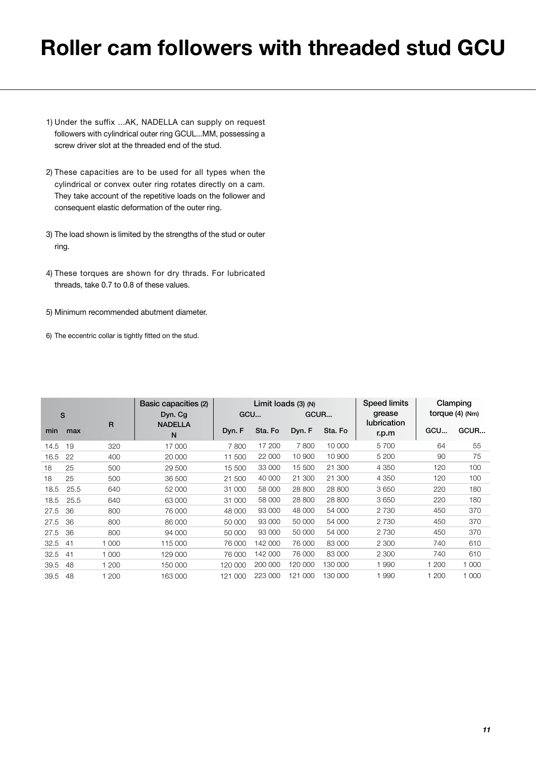# Roller cam followers with threaded stud GCU

1) Under the suffix ...AK, NADELLA can supply on request followers with cylindrical outer ring GCUL...MM, possessing a screw driver slot at the threaded end of the stud.

2) These capacities are to be used for all types when the cylindrical or convex outer ring rotates directly on a cam. They take account of the repetitive loads on the follower and consequent elastic deformation of the outer ring.

3) The load shown is limited by the strengths of the stud or outer ring.

4) These torques are shown for dry thrads. For lubricated threads, take 0.7 to 0.8 of these values.

5) Minimum recommended abutment diameter.

6) The eccentric collar is tightly fitted on the stud.

| S | | R | Basic capacities (2) Dyn. Cg NADELLA N | Limit loads (3) (N) | | | | Speed limits grease lubrication r.p.m | Clamping torque (4) (Nm) | |
|---|---|---|---|---|---|---|---|---|---|---|
| | | | | GCU... | | GCUR... | | | | |
| min | max | | | Dyn. F | Sta. Fo | Dyn. F | Sta. Fo | | GCU... | GCUR... |
| 14.5 | 19 | 320 | 17 000 | 7 800 | 17 200 | 7 800 | 10 000 | 5 700 | 64 | 55 |
| 16.5 | 22 | 400 | 20 000 | 11 500 | 22 000 | 10 900 | 10 900 | 5 200 | 90 | 75 |
| 18 | 25 | 500 | 29 500 | 15 500 | 33 000 | 15 500 | 21 300 | 4 350 | 120 | 100 |
| 18 | 25 | 500 | 36 500 | 21 500 | 40 000 | 21 300 | 21 300 | 4 350 | 120 | 100 |
| 18.5 | 25.5 | 640 | 52 000 | 31 000 | 58 000 | 28 800 | 28 800 | 3 650 | 220 | 180 |
| 18.5 | 25.5 | 640 | 63 000 | 31 000 | 58 000 | 28 800 | 28 800 | 3 650 | 220 | 180 |
| 27.5 | 36 | 800 | 76 000 | 48 000 | 93 000 | 48 000 | 54 000 | 2 730 | 450 | 370 |
| 27.5 | 36 | 800 | 86 000 | 50 000 | 93 000 | 50 000 | 54 000 | 2 730 | 450 | 370 |
| 27.5 | 36 | 800 | 94 000 | 50 000 | 93 000 | 50 000 | 54 000 | 2 730 | 450 | 370 |
| 32.5 | 41 | 1 000 | 115 000 | 76 000 | 142 000 | 76 000 | 83 000 | 2 300 | 740 | 610 |
| 32.5 | 41 | 1 000 | 129 000 | 76 000 | 142 000 | 76 000 | 83 000 | 2 300 | 740 | 610 |
| 39.5 | 48 | 1 200 | 150 000 | 120 000 | 200 000 | 120 000 | 130 000 | 1 990 | 1 200 | 1 000 |
| 39.5 | 48 | 1 200 | 163 000 | 121 000 | 223 000 | 121 000 | 130 000 | 1 990 | 1 200 | 1 000 |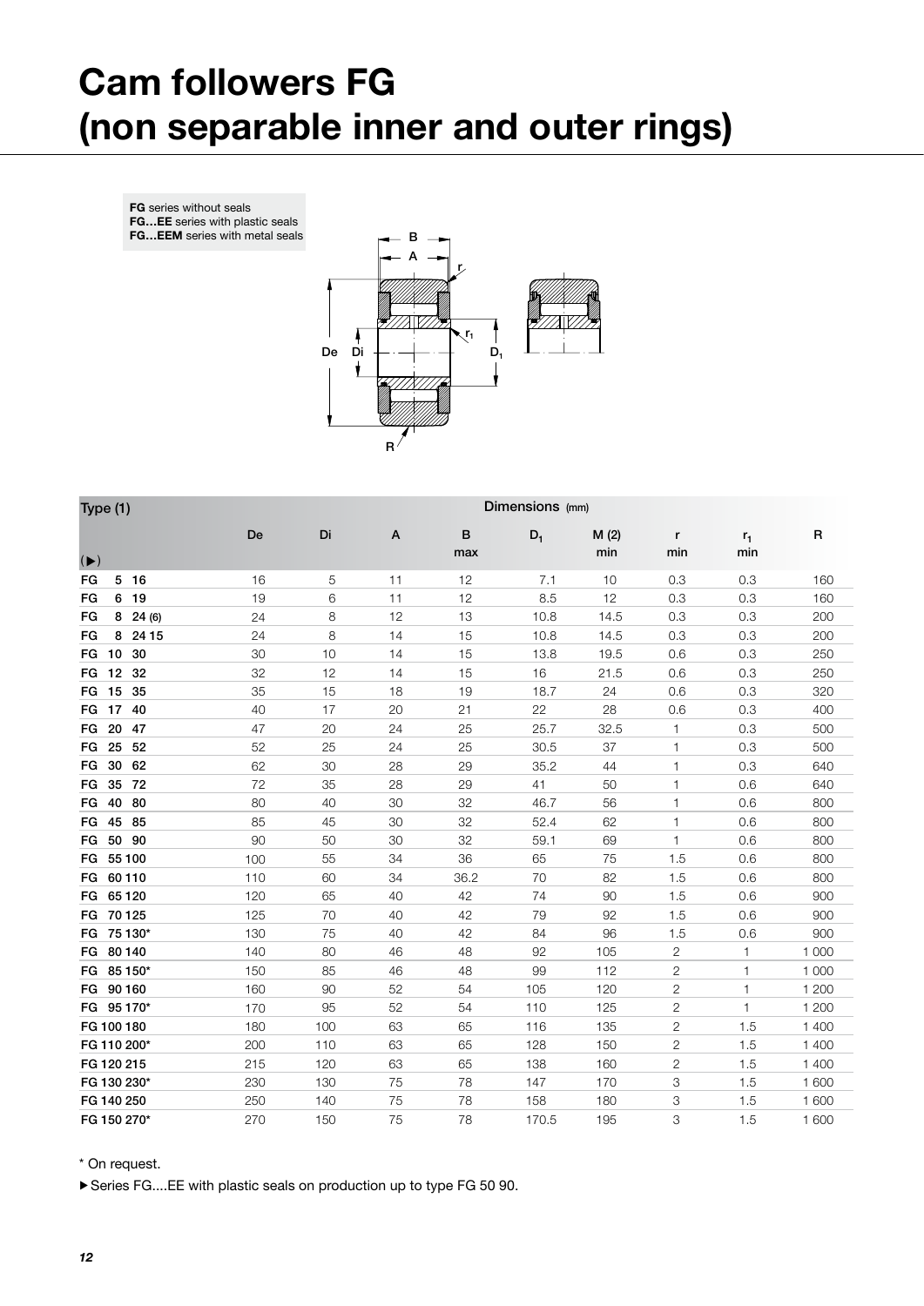# Cam followers FG (non separable inner and outer rings)

**FG** series without seals
**FG…EE** series with plastic seals
**FG…EEM** series with metal seals

| Type (1) | Dimensions (mm) | | | | | | | | |
|---|---|---|---|---|---|---|---|---|---|
| (▶) | De | Di | A | B max | $D_1$ | M (2) min | r min | $r_1$ min | R |
| FG 5 16 | 16 | 5 | 11 | 12 | 7.1 | 10 | 0.3 | 0.3 | 160 |
| FG 6 19 | 19 | 6 | 11 | 12 | 8.5 | 12 | 0.3 | 0.3 | 160 |
| FG 8 24 (6) | 24 | 8 | 12 | 13 | 10.8 | 14.5 | 0.3 | 0.3 | 200 |
| FG 8 24 15 | 24 | 8 | 14 | 15 | 10.8 | 14.5 | 0.3 | 0.3 | 200 |
| FG 10 30 | 30 | 10 | 14 | 15 | 13.8 | 19.5 | 0.6 | 0.3 | 250 |
| FG 12 32 | 32 | 12 | 14 | 15 | 16 | 21.5 | 0.6 | 0.3 | 250 |
| FG 15 35 | 35 | 15 | 18 | 19 | 18.7 | 24 | 0.6 | 0.3 | 320 |
| FG 17 40 | 40 | 17 | 20 | 21 | 22 | 28 | 0.6 | 0.3 | 400 |
| FG 20 47 | 47 | 20 | 24 | 25 | 25.7 | 32.5 | 1 | 0.3 | 500 |
| FG 25 52 | 52 | 25 | 24 | 25 | 30.5 | 37 | 1 | 0.3 | 500 |
| FG 30 62 | 62 | 30 | 28 | 29 | 35.2 | 44 | 1 | 0.3 | 640 |
| FG 35 72 | 72 | 35 | 28 | 29 | 41 | 50 | 1 | 0.6 | 640 |
| FG 40 80 | 80 | 40 | 30 | 32 | 46.7 | 56 | 1 | 0.6 | 800 |
| FG 45 85 | 85 | 45 | 30 | 32 | 52.4 | 62 | 1 | 0.6 | 800 |
| FG 50 90 | 90 | 50 | 30 | 32 | 59.1 | 69 | 1 | 0.6 | 800 |
| FG 55 100 | 100 | 55 | 34 | 36 | 65 | 75 | 1.5 | 0.6 | 800 |
| FG 60 110 | 110 | 60 | 34 | 36.2 | 70 | 82 | 1.5 | 0.6 | 800 |
| FG 65 120 | 120 | 65 | 40 | 42 | 74 | 90 | 1.5 | 0.6 | 900 |
| FG 70 125 | 125 | 70 | 40 | 42 | 79 | 92 | 1.5 | 0.6 | 900 |
| FG 75 130* | 130 | 75 | 40 | 42 | 84 | 96 | 1.5 | 0.6 | 900 |
| FG 80 140 | 140 | 80 | 46 | 48 | 92 | 105 | 2 | 1 | 1 000 |
| FG 85 150* | 150 | 85 | 46 | 48 | 99 | 112 | 2 | 1 | 1 000 |
| FG 90 160 | 160 | 90 | 52 | 54 | 105 | 120 | 2 | 1 | 1 200 |
| FG 95 170* | 170 | 95 | 52 | 54 | 110 | 125 | 2 | 1 | 1 200 |
| FG 100 180 | 180 | 100 | 63 | 65 | 116 | 135 | 2 | 1.5 | 1 400 |
| FG 110 200* | 200 | 110 | 63 | 65 | 128 | 150 | 2 | 1.5 | 1 400 |
| FG 120 215 | 215 | 120 | 63 | 65 | 138 | 160 | 2 | 1.5 | 1 400 |
| FG 130 230* | 230 | 130 | 75 | 78 | 147 | 170 | 3 | 1.5 | 1 600 |
| FG 140 250 | 250 | 140 | 75 | 78 | 158 | 180 | 3 | 1.5 | 1 600 |
| FG 150 270* | 270 | 150 | 75 | 78 | 170.5 | 195 | 3 | 1.5 | 1 600 |

\* On request.

▶ Series FG....EE with plastic seals on production up to type FG 50 90.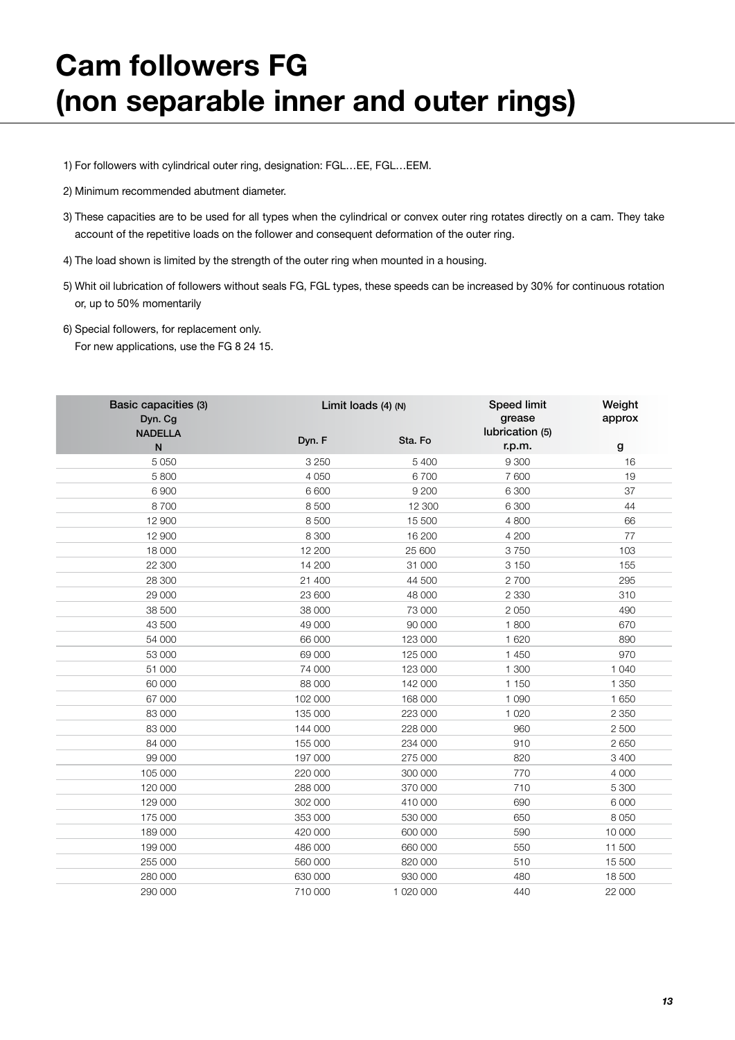# Cam followers FG (non separable inner and outer rings)

1) For followers with cylindrical outer ring, designation: FGL…EE, FGL…EEM.

2) Minimum recommended abutment diameter.

3) These capacities are to be used for all types when the cylindrical or convex outer ring rotates directly on a cam. They take account of the repetitive loads on the follower and consequent deformation of the outer ring.

4) The load shown is limited by the strength of the outer ring when mounted in a housing.

5) Whit oil lubrication of followers without seals FG, FGL types, these speeds can be increased by 30% for continuous rotation or, up to 50% momentarily

6) Special followers, for replacement only.
For new applications, use the FG 8 24 15.

| Basic capacities (3) Dyn. Cg NADELLA N | Limit loads (4) (N) | | Speed limit grease lubrication (5) r.p.m. | Weight approx g |
|---|---|---|---|---|
| | Dyn. F | Sta. Fo | | |
| 5 050 | 3 250 | 5 400 | 9 300 | 16 |
| 5 800 | 4 050 | 6 700 | 7 600 | 19 |
| 6 900 | 6 600 | 9 200 | 6 300 | 37 |
| 8 700 | 8 500 | 12 300 | 6 300 | 44 |
| 12 900 | 8 500 | 15 500 | 4 800 | 66 |
| 12 900 | 8 300 | 16 200 | 4 200 | 77 |
| 18 000 | 12 200 | 25 600 | 3 750 | 103 |
| 22 300 | 14 200 | 31 000 | 3 150 | 155 |
| 28 300 | 21 400 | 44 500 | 2 700 | 295 |
| 29 000 | 23 600 | 48 000 | 2 330 | 310 |
| 38 500 | 38 000 | 73 000 | 2 050 | 490 |
| 43 500 | 49 000 | 90 000 | 1 800 | 670 |
| 54 000 | 66 000 | 123 000 | 1 620 | 890 |
| 53 000 | 69 000 | 125 000 | 1 450 | 970 |
| 51 000 | 74 000 | 123 000 | 1 300 | 1 040 |
| 60 000 | 88 000 | 142 000 | 1 150 | 1 350 |
| 67 000 | 102 000 | 168 000 | 1 090 | 1 650 |
| 83 000 | 135 000 | 223 000 | 1 020 | 2 350 |
| 83 000 | 144 000 | 228 000 | 960 | 2 500 |
| 84 000 | 155 000 | 234 000 | 910 | 2 650 |
| 99 000 | 197 000 | 275 000 | 820 | 3 400 |
| 105 000 | 220 000 | 300 000 | 770 | 4 000 |
| 120 000 | 288 000 | 370 000 | 710 | 5 300 |
| 129 000 | 302 000 | 410 000 | 690 | 6 000 |
| 175 000 | 353 000 | 530 000 | 650 | 8 050 |
| 189 000 | 420 000 | 600 000 | 590 | 10 000 |
| 199 000 | 486 000 | 660 000 | 550 | 11 500 |
| 255 000 | 560 000 | 820 000 | 510 | 15 500 |
| 280 000 | 630 000 | 930 000 | 480 | 18 500 |
| 290 000 | 710 000 | 1 020 000 | 440 | 22 000 |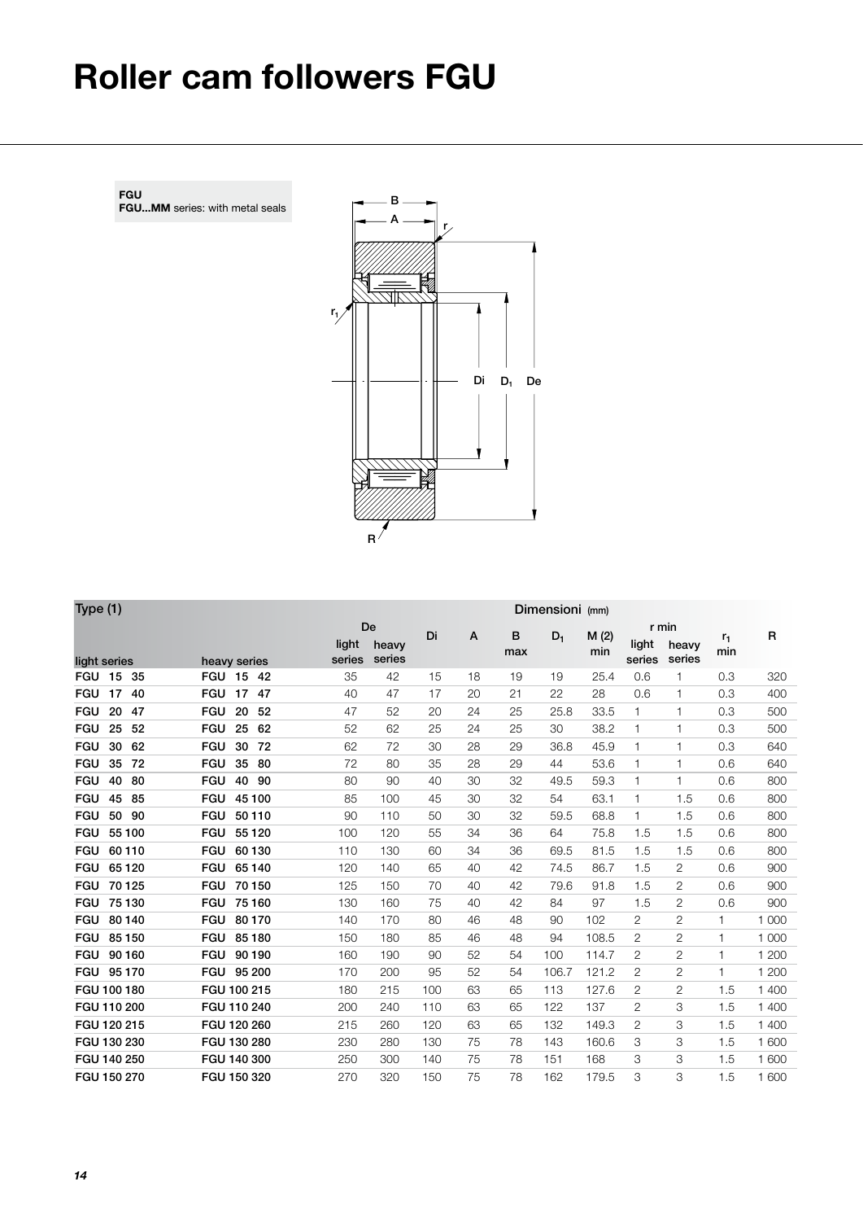# Roller cam followers FGU

**FGU**
**FGU...MM** series: with metal seals

| Type (1) | | Dimensioni (mm) | | | | | | | | | | |
|---|---|---|---|---|---|---|---|---|---|---|---|---|
| | | De | | Di | A | B max | $D_1$ | M (2) min | r min | | $r_1$ min | R |
| light series | heavy series | light series | heavy series | | | | | | light series | heavy series | | |
| FGU 15 35 | FGU 15 42 | 35 | 42 | 15 | 18 | 19 | 19 | 25.4 | 0.6 | 1 | 0.3 | 320 |
| FGU 17 40 | FGU 17 47 | 40 | 47 | 17 | 20 | 21 | 22 | 28 | 0.6 | 1 | 0.3 | 400 |
| FGU 20 47 | FGU 20 52 | 47 | 52 | 20 | 24 | 25 | 25.8 | 33.5 | 1 | 1 | 0.3 | 500 |
| FGU 25 52 | FGU 25 62 | 52 | 62 | 25 | 24 | 25 | 30 | 38.2 | 1 | 1 | 0.3 | 500 |
| FGU 30 62 | FGU 30 72 | 62 | 72 | 30 | 28 | 29 | 36.8 | 45.9 | 1 | 1 | 0.3 | 640 |
| FGU 35 72 | FGU 35 80 | 72 | 80 | 35 | 28 | 29 | 44 | 53.6 | 1 | 1 | 0.6 | 640 |
| FGU 40 80 | FGU 40 90 | 80 | 90 | 40 | 30 | 32 | 49.5 | 59.3 | 1 | 1 | 0.6 | 800 |
| FGU 45 85 | FGU 45 100 | 85 | 100 | 45 | 30 | 32 | 54 | 63.1 | 1 | 1.5 | 0.6 | 800 |
| FGU 50 90 | FGU 50 110 | 90 | 110 | 50 | 30 | 32 | 59.5 | 68.8 | 1 | 1.5 | 0.6 | 800 |
| FGU 55 100 | FGU 55 120 | 100 | 120 | 55 | 34 | 36 | 64 | 75.8 | 1.5 | 1.5 | 0.6 | 800 |
| FGU 60 110 | FGU 60 130 | 110 | 130 | 60 | 34 | 36 | 69.5 | 81.5 | 1.5 | 1.5 | 0.6 | 800 |
| FGU 65 120 | FGU 65 140 | 120 | 140 | 65 | 40 | 42 | 74.5 | 86.7 | 1.5 | 2 | 0.6 | 900 |
| FGU 70 125 | FGU 70 150 | 125 | 150 | 70 | 40 | 42 | 79.6 | 91.8 | 1.5 | 2 | 0.6 | 900 |
| FGU 75 130 | FGU 75 160 | 130 | 160 | 75 | 40 | 42 | 84 | 97 | 1.5 | 2 | 0.6 | 900 |
| FGU 80 140 | FGU 80 170 | 140 | 170 | 80 | 46 | 48 | 90 | 102 | 2 | 2 | 1 | 1 000 |
| FGU 85 150 | FGU 85 180 | 150 | 180 | 85 | 46 | 48 | 94 | 108.5 | 2 | 2 | 1 | 1 000 |
| FGU 90 160 | FGU 90 190 | 160 | 190 | 90 | 52 | 54 | 100 | 114.7 | 2 | 2 | 1 | 1 200 |
| FGU 95 170 | FGU 95 200 | 170 | 200 | 95 | 52 | 54 | 106.7 | 121.2 | 2 | 2 | 1 | 1 200 |
| FGU 100 180 | FGU 100 215 | 180 | 215 | 100 | 63 | 65 | 113 | 127.6 | 2 | 2 | 1.5 | 1 400 |
| FGU 110 200 | FGU 110 240 | 200 | 240 | 110 | 63 | 65 | 122 | 137 | 2 | 3 | 1.5 | 1 400 |
| FGU 120 215 | FGU 120 260 | 215 | 260 | 120 | 63 | 65 | 132 | 149.3 | 2 | 3 | 1.5 | 1 400 |
| FGU 130 230 | FGU 130 280 | 230 | 280 | 130 | 75 | 78 | 143 | 160.6 | 3 | 3 | 1.5 | 1 600 |
| FGU 140 250 | FGU 140 300 | 250 | 300 | 140 | 75 | 78 | 151 | 168 | 3 | 3 | 1.5 | 1 600 |
| FGU 150 270 | FGU 150 320 | 270 | 320 | 150 | 75 | 78 | 162 | 179.5 | 3 | 3 | 1.5 | 1 600 |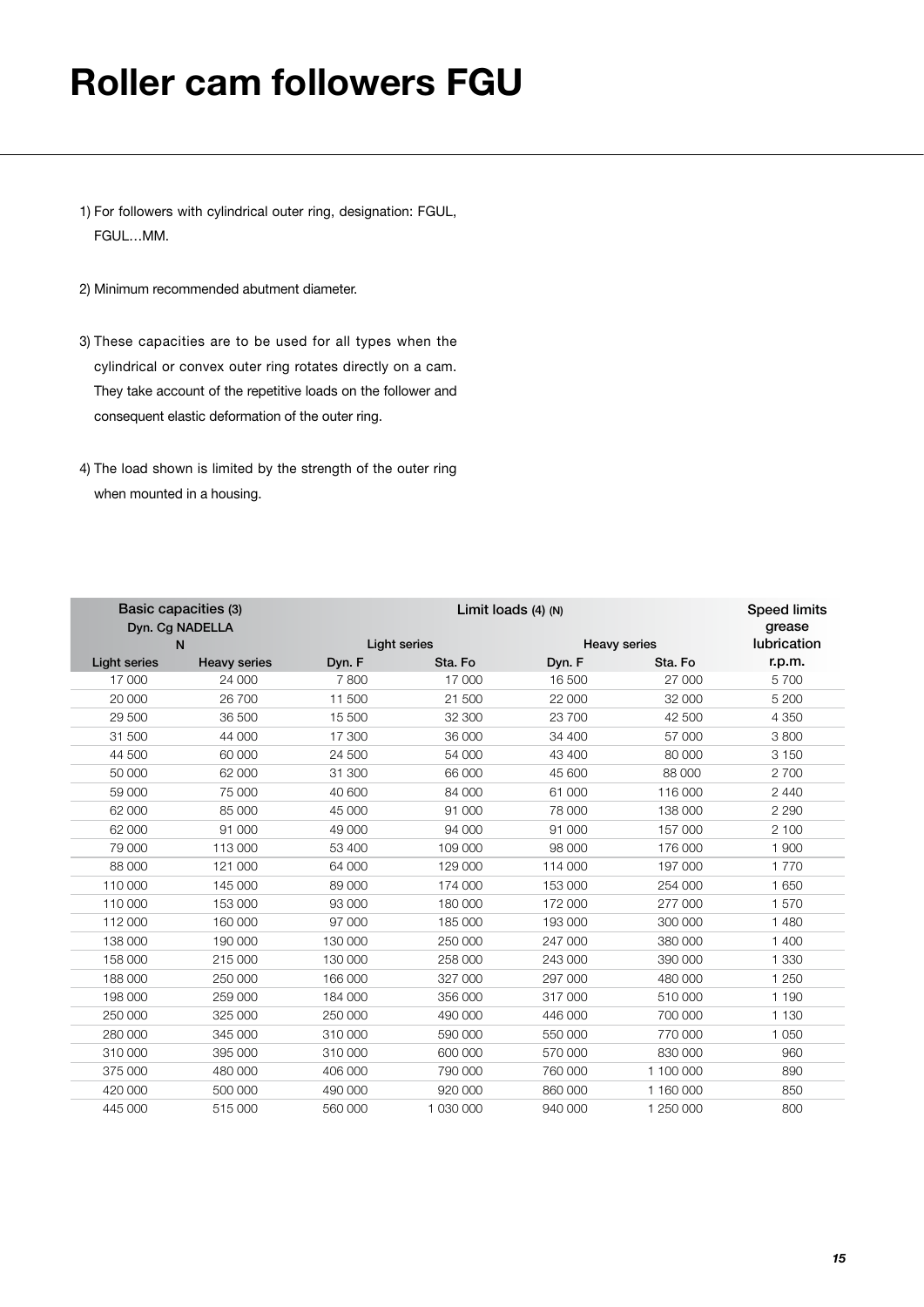# Roller cam followers FGU

1) For followers with cylindrical outer ring, designation: FGUL, FGUL…MM.

2) Minimum recommended abutment diameter.

3) These capacities are to be used for all types when the cylindrical or convex outer ring rotates directly on a cam. They take account of the repetitive loads on the follower and consequent elastic deformation of the outer ring.

4) The load shown is limited by the strength of the outer ring when mounted in a housing.

| Basic capacities (3) Dyn. Cg NADELLA N | | Limit loads (4) (N) | | | | Speed limits grease lubrication r.p.m. |
|---|---|---|---|---|---|---|
| | | Light series | | Heavy series | | |
| Light series | Heavy series | Dyn. F | Sta. Fo | Dyn. F | Sta. Fo | |
| 17 000 | 24 000 | 7 800 | 17 000 | 16 500 | 27 000 | 5 700 |
| 20 000 | 26 700 | 11 500 | 21 500 | 22 000 | 32 000 | 5 200 |
| 29 500 | 36 500 | 15 500 | 32 300 | 23 700 | 42 500 | 4 350 |
| 31 500 | 44 000 | 17 300 | 36 000 | 34 400 | 57 000 | 3 800 |
| 44 500 | 60 000 | 24 500 | 54 000 | 43 400 | 80 000 | 3 150 |
| 50 000 | 62 000 | 31 300 | 66 000 | 45 600 | 88 000 | 2 700 |
| 59 000 | 75 000 | 40 600 | 84 000 | 61 000 | 116 000 | 2 440 |
| 62 000 | 85 000 | 45 000 | 91 000 | 78 000 | 138 000 | 2 290 |
| 62 000 | 91 000 | 49 000 | 94 000 | 91 000 | 157 000 | 2 100 |
| 79 000 | 113 000 | 53 400 | 109 000 | 98 000 | 176 000 | 1 900 |
| 88 000 | 121 000 | 64 000 | 129 000 | 114 000 | 197 000 | 1 770 |
| 110 000 | 145 000 | 89 000 | 174 000 | 153 000 | 254 000 | 1 650 |
| 110 000 | 153 000 | 93 000 | 180 000 | 172 000 | 277 000 | 1 570 |
| 112 000 | 160 000 | 97 000 | 185 000 | 193 000 | 300 000 | 1 480 |
| 138 000 | 190 000 | 130 000 | 250 000 | 247 000 | 380 000 | 1 400 |
| 158 000 | 215 000 | 130 000 | 258 000 | 243 000 | 390 000 | 1 330 |
| 188 000 | 250 000 | 166 000 | 327 000 | 297 000 | 480 000 | 1 250 |
| 198 000 | 259 000 | 184 000 | 356 000 | 317 000 | 510 000 | 1 190 |
| 250 000 | 325 000 | 250 000 | 490 000 | 446 000 | 700 000 | 1 130 |
| 280 000 | 345 000 | 310 000 | 590 000 | 550 000 | 770 000 | 1 050 |
| 310 000 | 395 000 | 310 000 | 600 000 | 570 000 | 830 000 | 960 |
| 375 000 | 480 000 | 406 000 | 790 000 | 760 000 | 1 100 000 | 890 |
| 420 000 | 500 000 | 490 000 | 920 000 | 860 000 | 1 160 000 | 850 |
| 445 000 | 515 000 | 560 000 | 1 030 000 | 940 000 | 1 250 000 | 800 |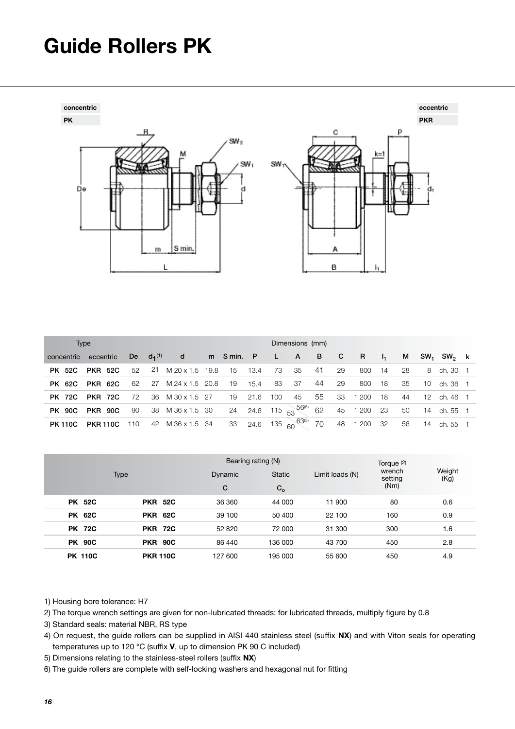# Guide Rollers PK

| Type | | Dimensions (mm) | | | | | | | | | | | | | | | | |
|---|---|---|---|---|---|---|---|---|---|---|---|---|---|---|---|---|---|---|
| concentric | eccentric | De | $d_1$ (1) | d | m | S min. | P | L | A | B | C | R | $l_1$ | M | $SW_1$ | $SW_2$ | k |
| **PK 52C** | **PKR 52C** | 52 | 21 | M 20 x 1.5 | 19.8 | 15 | 13.4 | 73 | 35 | 41 | 29 | 800 | 14 | 28 | 8 | ch. 30 | 1 |
| **PK 62C** | **PKR 62C** | 62 | 27 | M 24 x 1.5 | 20.8 | 19 | 15.4 | 83 | 37 | 44 | 29 | 800 | 18 | 35 | 10 | ch. 36 | 1 |
| **PK 72C** | **PKR 72C** | 72 | 36 | M 30 x 1.5 | 27 | 19 | 21.6 | 100 | 45 | 55 | 33 | 1 200 | 18 | 44 | 12 | ch. 46 | 1 |
| **PK 90C** | **PKR 90C** | 90 | 38 | M 36 x 1.5 | 30 | 24 | 24.6 | 115 | 53 / 56(5) | 62 | 45 | 1 200 | 23 | 50 | 14 | ch. 55 | 1 |
| **PK 110C** | **PKR 110C** | 110 | 42 | M 36 x 1.5 | 34 | 33 | 24.6 | 135 | 60 / 63(5) | 70 | 48 | 1 200 | 32 | 56 | 14 | ch. 55 | 1 |

| Type | | Bearing rating (N) Dynamic C | Static $C_o$ | Limit loads (N) | Torque (2) wrench setting (Nm) | Weight (Kg) |
|---|---|---|---|---|---|---|
| **PK 52C** | **PKR 52C** | 36 360 | 44 000 | 11 900 | 80 | 0.6 |
| **PK 62C** | **PKR 62C** | 39 100 | 50 400 | 22 100 | 160 | 0.9 |
| **PK 72C** | **PKR 72C** | 52 820 | 72 000 | 31 300 | 300 | 1.6 |
| **PK 90C** | **PKR 90C** | 86 440 | 136 000 | 43 700 | 450 | 2.8 |
| **PK 110C** | **PKR 110C** | 127 600 | 195 000 | 55 600 | 450 | 4.9 |

1) Housing bore tolerance: H7

2) The torque wrench settings are given for non-lubricated threads; for lubricated threads, multiply figure by 0.8

3) Standard seals: material NBR, RS type

4) On request, the guide rollers can be supplied in AISI 440 stainless steel (suffix **NX**) and with Viton seals for operating temperatures up to 120 °C (suffix **V**, up to dimension PK 90 C included)

5) Dimensions relating to the stainless-steel rollers (suffix **NX**)

6) The guide rollers are complete with self-locking washers and hexagonal nut for fitting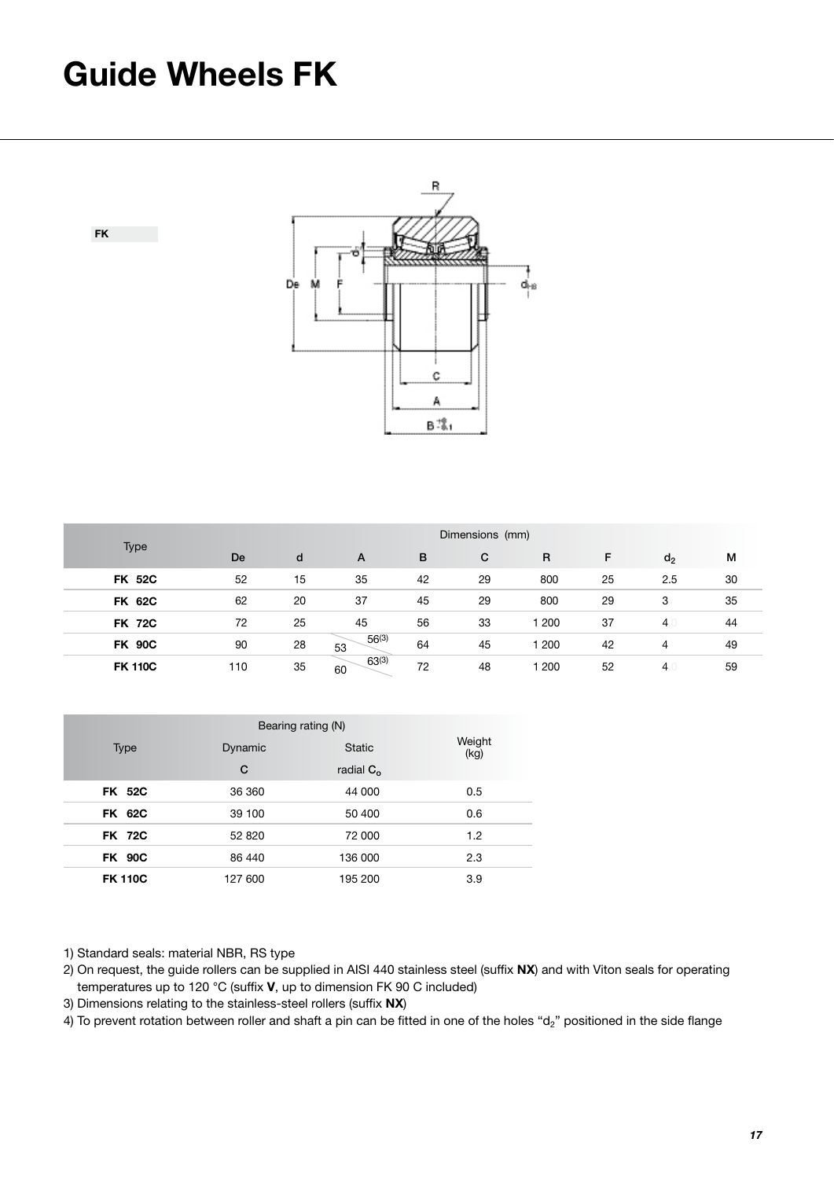# Guide Wheels FK

FK

| Type | Dimensions (mm) | | | | | | | | |
|---|---|---|---|---|---|---|---|---|---|
| | De | d | A | B | C | R | F | $d_2$ | M |
| **FK 52C** | 52 | 15 | 35 | 42 | 29 | 800 | 25 | 2.5 | 30 |
| **FK 62C** | 62 | 20 | 37 | 45 | 29 | 800 | 29 | 3 | 35 |
| **FK 72C** | 72 | 25 | 45 | 56 | 33 | 1 200 | 37 | 4 | 44 |
| **FK 90C** | 90 | 28 | 53 / 56(3) | 64 | 45 | 1 200 | 42 | 4 | 49 |
| **FK 110C** | 110 | 35 | 60 / 63(3) | 72 | 48 | 1 200 | 52 | 4 | 59 |

| Type | Bearing rating (N) | | Weight (kg) |
|---|---|---|---|
| | Dynamic C | Static radial $C_o$ | |
| **FK 52C** | 36 360 | 44 000 | 0.5 |
| **FK 62C** | 39 100 | 50 400 | 0.6 |
| **FK 72C** | 52 820 | 72 000 | 1.2 |
| **FK 90C** | 86 440 | 136 000 | 2.3 |
| **FK 110C** | 127 600 | 195 200 | 3.9 |

1) Standard seals: material NBR, RS type
2) On request, the guide rollers can be supplied in AISI 440 stainless steel (suffix **NX**) and with Viton seals for operating temperatures up to 120 °C (suffix **V**, up to dimension FK 90 C included)
3) Dimensions relating to the stainless-steel rollers (suffix **NX**)
4) To prevent rotation between roller and shaft a pin can be fitted in one of the holes "$d_2$" positioned in the side flange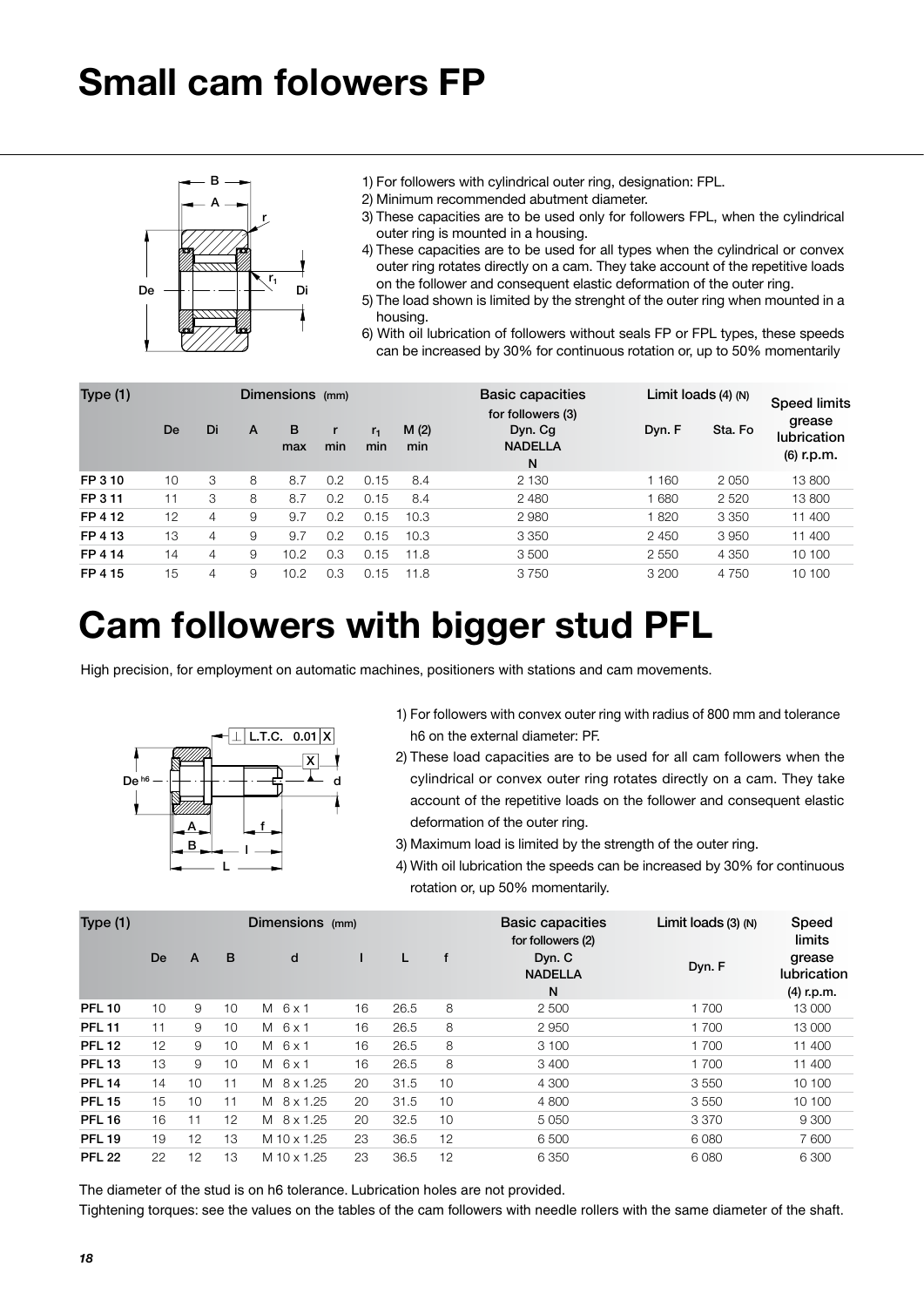# Small cam folowers FP

1) For followers with cylindrical outer ring, designation: FPL.
2) Minimum recommended abutment diameter.
3) These capacities are to be used only for followers FPL, when the cylindrical outer ring is mounted in a housing.
4) These capacities are to be used for all types when the cylindrical or convex outer ring rotates directly on a cam. They take account of the repetitive loads on the follower and consequent elastic deformation of the outer ring.
5) The load shown is limited by the strenght of the outer ring when mounted in a housing.
6) With oil lubrication of followers without seals FP or FPL types, these speeds can be increased by 30% for continuous rotation or, up to 50% momentarily

| Type (1) | Dimensions (mm) | | | | | | | Basic capacities for followers (3) | Limit loads (4) (N) | | Speed limits |
|---|---|---|---|---|---|---|---|---|---|---|---|
| | De | Di | A | B max | r min | $r_1$ min | M (2) min | Dyn. Cg NADELLA N | Dyn. F | Sta. Fo | grease lubrication (6) r.p.m. |
| FP 3 10 | 10 | 3 | 8 | 8.7 | 0.2 | 0.15 | 8.4 | 2 130 | 1 160 | 2 050 | 13 800 |
| FP 3 11 | 11 | 3 | 8 | 8.7 | 0.2 | 0.15 | 8.4 | 2 480 | 1 680 | 2 520 | 13 800 |
| FP 4 12 | 12 | 4 | 9 | 9.7 | 0.2 | 0.15 | 10.3 | 2 980 | 1 820 | 3 350 | 11 400 |
| FP 4 13 | 13 | 4 | 9 | 9.7 | 0.2 | 0.15 | 10.3 | 3 350 | 2 450 | 3 950 | 11 400 |
| FP 4 14 | 14 | 4 | 9 | 10.2 | 0.3 | 0.15 | 11.8 | 3 500 | 2 550 | 4 350 | 10 100 |
| FP 4 15 | 15 | 4 | 9 | 10.2 | 0.3 | 0.15 | 11.8 | 3 750 | 3 200 | 4 750 | 10 100 |

# Cam followers with bigger stud PFL

High precision, for employment on automatic machines, positioners with stations and cam movements.

1) For followers with convex outer ring with radius of 800 mm and tolerance h6 on the external diameter: PF.
2) These load capacities are to be used for all cam followers when the cylindrical or convex outer ring rotates directly on a cam. They take account of the repetitive loads on the follower and consequent elastic deformation of the outer ring.
3) Maximum load is limited by the strength of the outer ring.
4) With oil lubrication the speeds can be increased by 30% for continuous rotation or, up 50% momentarily.

| Type (1) | Dimensions (mm) | | | | | | | Basic capacities for followers (2) | Limit loads (3) (N) | Speed limits |
|---|---|---|---|---|---|---|---|---|---|---|
| | De | A | B | d | l | L | f | Dyn. C NADELLA N | Dyn. F | grease lubrication (4) r.p.m. |
| PFL 10 | 10 | 9 | 10 | M 6 x 1 | 16 | 26.5 | 8 | 2 500 | 1 700 | 13 000 |
| PFL 11 | 11 | 9 | 10 | M 6 x 1 | 16 | 26.5 | 8 | 2 950 | 1 700 | 13 000 |
| PFL 12 | 12 | 9 | 10 | M 6 x 1 | 16 | 26.5 | 8 | 3 100 | 1 700 | 11 400 |
| PFL 13 | 13 | 9 | 10 | M 6 x 1 | 16 | 26.5 | 8 | 3 400 | 1 700 | 11 400 |
| PFL 14 | 14 | 10 | 11 | M 8 x 1.25 | 20 | 31.5 | 10 | 4 300 | 3 550 | 10 100 |
| PFL 15 | 15 | 10 | 11 | M 8 x 1.25 | 20 | 31.5 | 10 | 4 800 | 3 550 | 10 100 |
| PFL 16 | 16 | 11 | 12 | M 8 x 1.25 | 20 | 32.5 | 10 | 5 050 | 3 370 | 9 300 |
| PFL 19 | 19 | 12 | 13 | M 10 x 1.25 | 23 | 36.5 | 12 | 6 500 | 6 080 | 7 600 |
| PFL 22 | 22 | 12 | 13 | M 10 x 1.25 | 23 | 36.5 | 12 | 6 350 | 6 080 | 6 300 |

The diameter of the stud is on h6 tolerance. Lubrication holes are not provided.

Tightening torques: see the values on the tables of the cam followers with needle rollers with the same diameter of the shaft.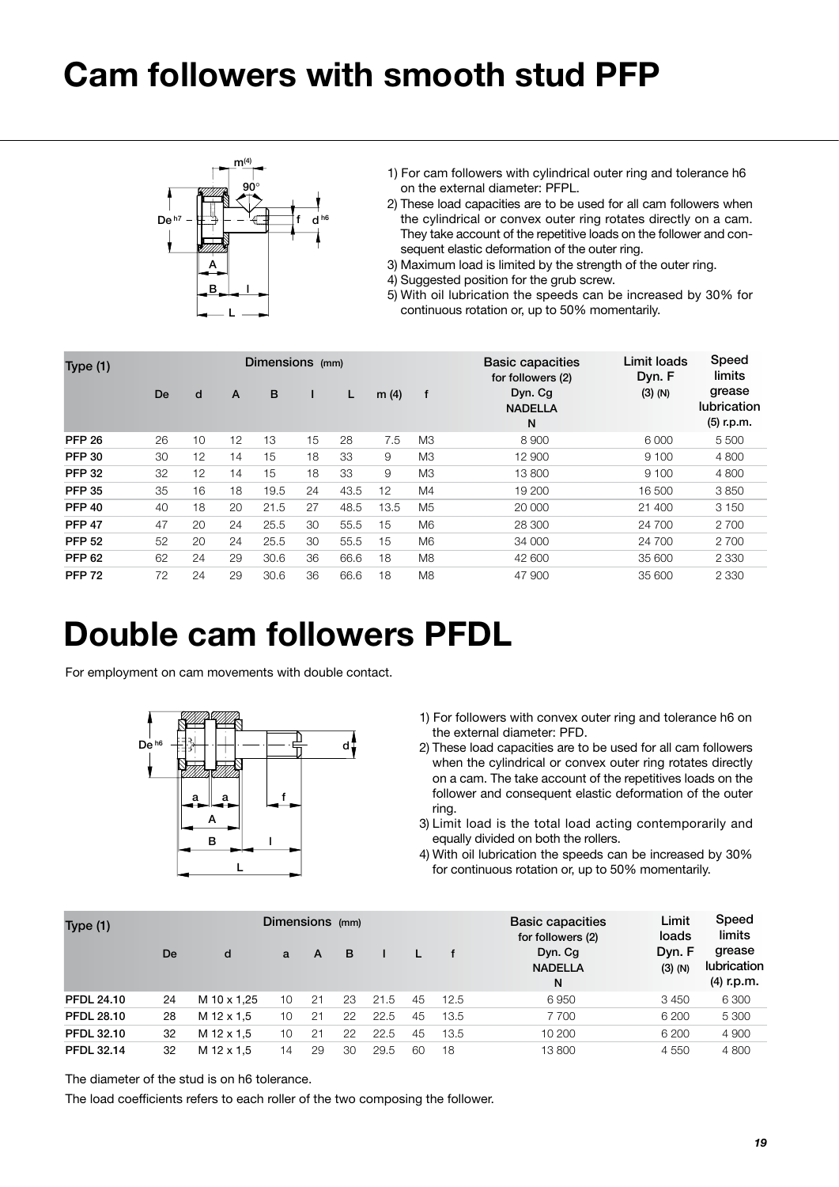# Cam followers with smooth stud PFP

1) For cam followers with cylindrical outer ring and tolerance h6 on the external diameter: PFPL.
2) These load capacities are to be used for all cam followers when the cylindrical or convex outer ring rotates directly on a cam. They take account of the repetitive loads on the follower and consequent elastic deformation of the outer ring.
3) Maximum load is limited by the strength of the outer ring.
4) Suggested position for the grub screw.
5) With oil lubrication the speeds can be increased by 30% for continuous rotation or, up to 50% momentarily.

| Type (1) | Dimensions (mm) | | | | | | | | Basic capacities for followers (2) Dyn. Cg NADELLA N | Limit loads Dyn. F (3) (N) | Speed limits grease lubrication (5) r.p.m. |
|---|---|---|---|---|---|---|---|---|---|---|---|
| | De | d | A | B | l | L | m (4) | f | | | |
| **PFP 26** | 26 | 10 | 12 | 13 | 15 | 28 | 7.5 | M3 | 8 900 | 6 000 | 5 500 |
| **PFP 30** | 30 | 12 | 14 | 15 | 18 | 33 | 9 | M3 | 12 900 | 9 100 | 4 800 |
| **PFP 32** | 32 | 12 | 14 | 15 | 18 | 33 | 9 | M3 | 13 800 | 9 100 | 4 800 |
| **PFP 35** | 35 | 16 | 18 | 19.5 | 24 | 43.5 | 12 | M4 | 19 200 | 16 500 | 3 850 |
| **PFP 40** | 40 | 18 | 20 | 21.5 | 27 | 48.5 | 13.5 | M5 | 20 000 | 21 400 | 3 150 |
| **PFP 47** | 47 | 20 | 24 | 25.5 | 30 | 55.5 | 15 | M6 | 28 300 | 24 700 | 2 700 |
| **PFP 52** | 52 | 20 | 24 | 25.5 | 30 | 55.5 | 15 | M6 | 34 000 | 24 700 | 2 700 |
| **PFP 62** | 62 | 24 | 29 | 30.6 | 36 | 66.6 | 18 | M8 | 42 600 | 35 600 | 2 330 |
| **PFP 72** | 72 | 24 | 29 | 30.6 | 36 | 66.6 | 18 | M8 | 47 900 | 35 600 | 2 330 |

# Double cam followers PFDL

For employment on cam movements with double contact.

1) For followers with convex outer ring and tolerance h6 on the external diameter: PFD.
2) These load capacities are to be used for all cam followers when the cylindrical or convex outer ring rotates directly on a cam. The take account of the repetitives loads on the follower and consequent elastic deformation of the outer ring.
3) Limit load is the total load acting contemporarily and equally divided on both the rollers.
4) With oil lubrication the speeds can be increased by 30% for continuous rotation or, up to 50% momentarily.

| Type (1) | Dimensions (mm) | | | | | | | | Basic capacities for followers (2) Dyn. Cg NADELLA N | Limit loads Dyn. F (3) (N) | Speed limits grease lubrication (4) r.p.m. |
|---|---|---|---|---|---|---|---|---|---|---|---|
| | De | d | a | A | B | l | L | f | | | |
| **PFDL 24.10** | 24 | M 10 x 1,25 | 10 | 21 | 23 | 21.5 | 45 | 12.5 | 6 950 | 3 450 | 6 300 |
| **PFDL 28.10** | 28 | M 12 x 1,5 | 10 | 21 | 22 | 22.5 | 45 | 13.5 | 7 700 | 6 200 | 5 300 |
| **PFDL 32.10** | 32 | M 12 x 1,5 | 10 | 21 | 22 | 22.5 | 45 | 13.5 | 10 200 | 6 200 | 4 900 |
| **PFDL 32.14** | 32 | M 12 x 1,5 | 14 | 29 | 30 | 29.5 | 60 | 18 | 13 800 | 4 550 | 4 800 |

The diameter of the stud is on h6 tolerance.

The load coefficients refers to each roller of the two composing the follower.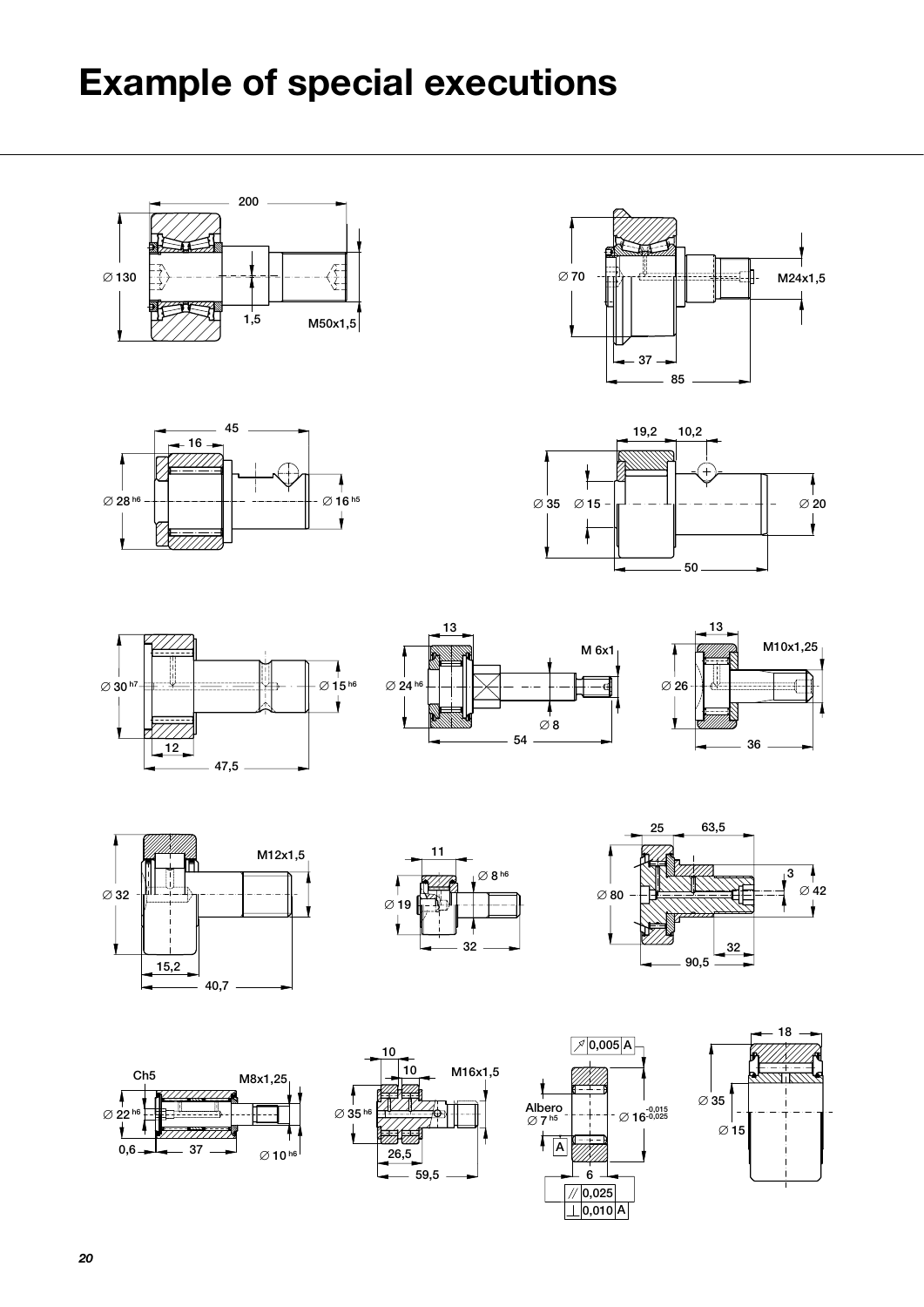# Example of special executions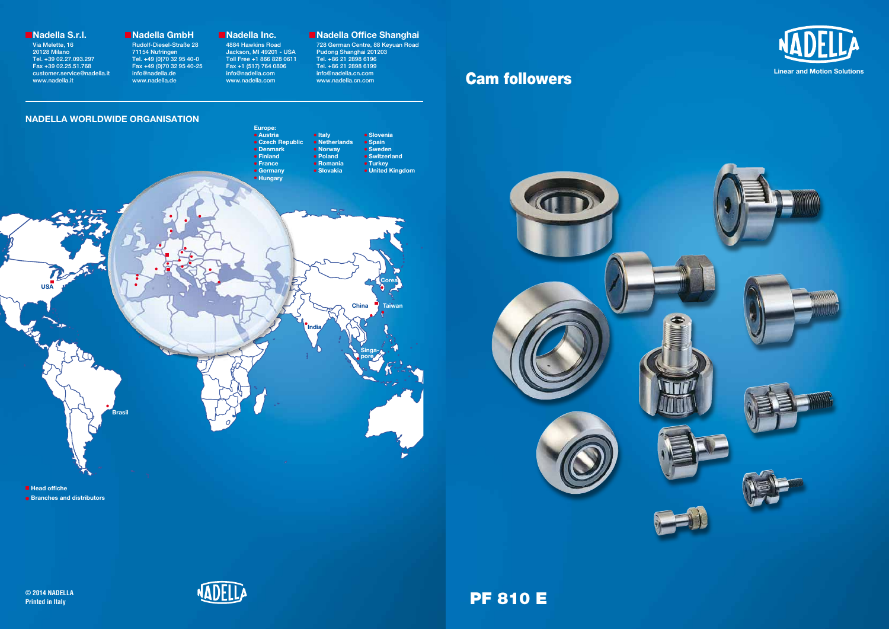## Nadella S.r.l.

Via Melette, 16
20128 Milano
Tel. +39 02.27.093.297
Fax +39 02.25.51.768
customer.service@nadella.it
www.nadella.it

## Nadella GmbH

Rudolf-Diesel-Straße 28
71154 Nufringen
Tel. +49 (0)70 32 95 40-0
Fax +49 (0)70 32 95 40-25
info@nadella.de
www.nadella.de

## Nadella Inc.

4884 Hawkins Road
Jackson, MI 49201 - USA
Toll Free +1 866 828 0611
Fax +1 (517) 764 0806
info@nadella.com
www.nadella.com

## Nadella Office Shanghai

728 German Centre, 88 Keyuan Road
Pudong Shanghai 201203
Tel. +86 21 2898 6196
Tel. +86 21 2898 6199
info@nadella.cn.com
www.nadella.cn.com

## NADELLA WORLDWIDE ORGANISATION

**Europe:**

- Austria
- Czech Republic
- Denmark
- Finland
- France
- Germany
- Hungary
- Italy
- Netherlands
- Norway
- Poland
- Romania
- Slovakia
- Slovenia
- Spain
- Sweden
- Switzerland
- Turkey
- United Kingdom

USA
Brasil
India
China
Corea
Taiwan
Singapore

- Head offiche
- Branches and distributors

© 2014 NADELLA
Printed in Italy

NADELLA
Linear and Motion Solutions

# Cam followers

# PF 810 E